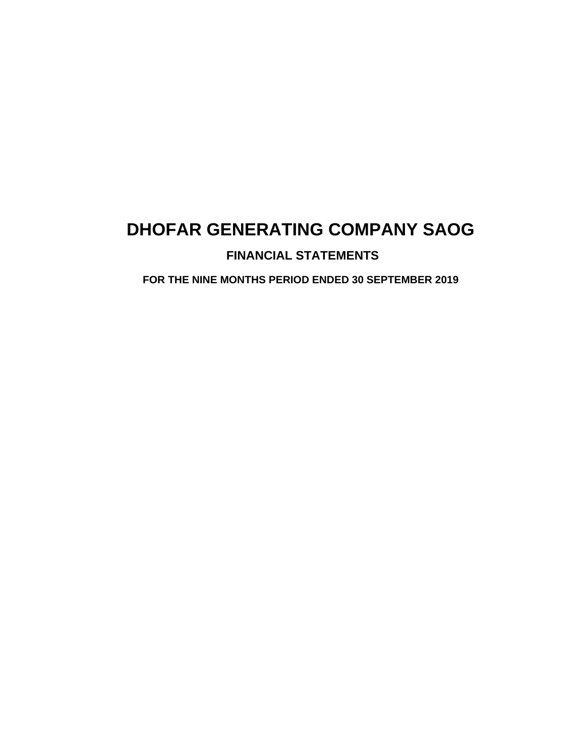# DHOFAR GENERATING COMPANY SAOG

## FINANCIAL STATEMENTS

### FOR THE NINE MONTHS PERIOD ENDED 30 SEPTEMBER 2019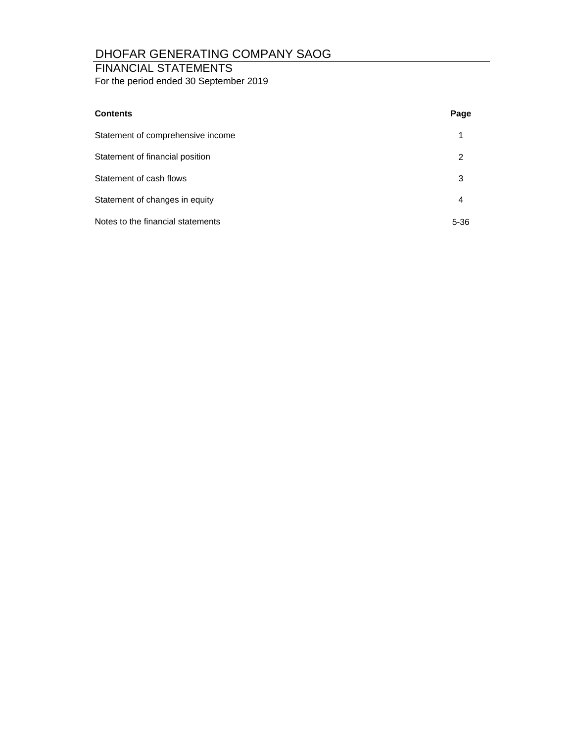# DHOFAR GENERATING COMPANY SAOG

## FINANCIAL STATEMENTS

For the period ended 30 September 2019

| Contents | Page |
|---|---|
| Statement of comprehensive income | 1 |
| Statement of financial position | 2 |
| Statement of cash flows | 3 |
| Statement of changes in equity | 4 |
| Notes to the financial statements | 5-36 |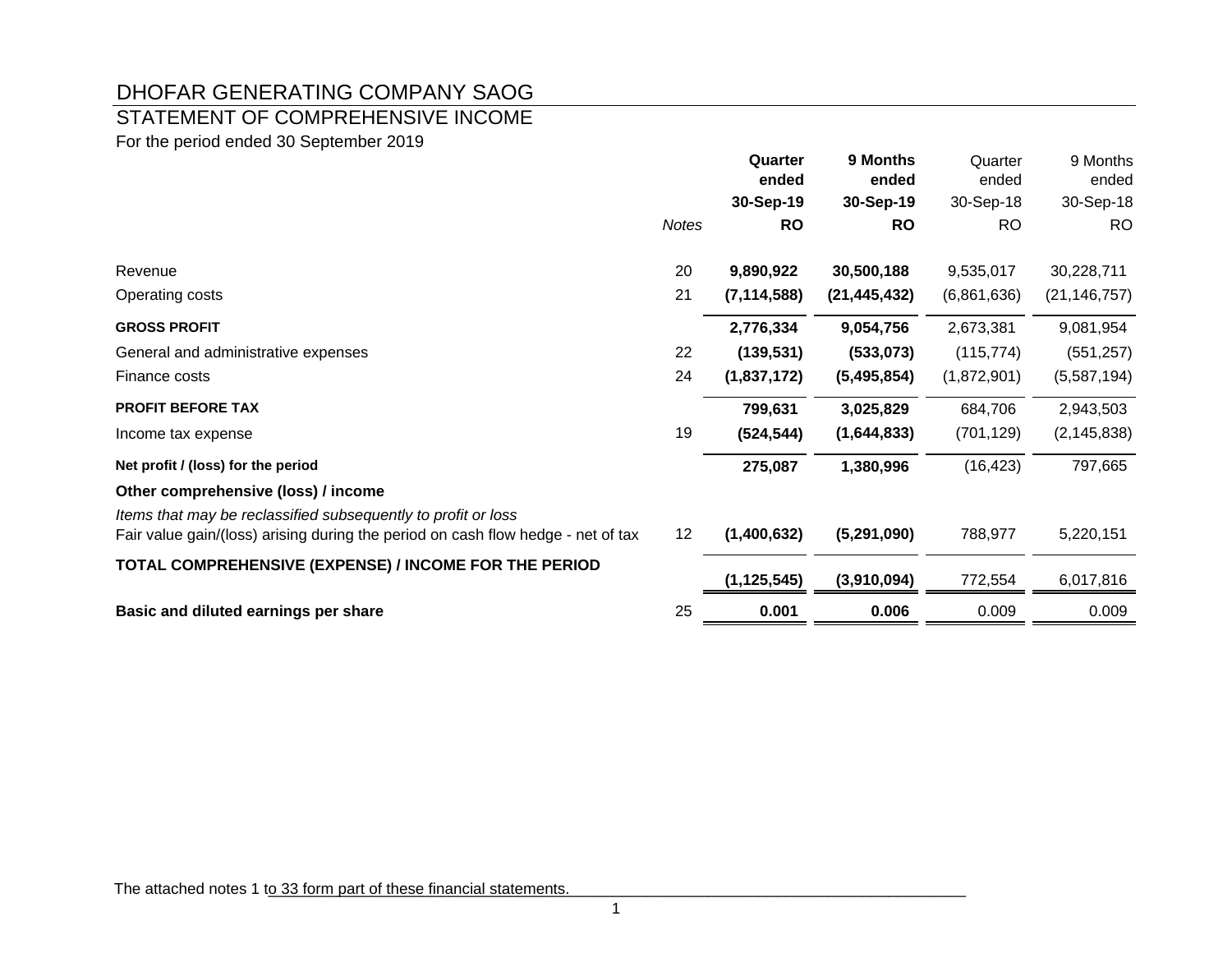# DHOFAR GENERATING COMPANY SAOG

## STATEMENT OF COMPREHENSIVE INCOME

For the period ended 30 September 2019

| | Notes | **Quarter ended 30-Sep-19 RO** | **9 Months ended 30-Sep-19 RO** | Quarter ended 30-Sep-18 RO | 9 Months ended 30-Sep-18 RO |
|---|---|---|---|---|---|
| Revenue | 20 | **9,890,922** | **30,500,188** | 9,535,017 | 30,228,711 |
| Operating costs | 21 | **(7,114,588)** | **(21,445,432)** | (6,861,636) | (21,146,757) |
| **GROSS PROFIT** | | **2,776,334** | **9,054,756** | 2,673,381 | 9,081,954 |
| General and administrative expenses | 22 | **(139,531)** | **(533,073)** | (115,774) | (551,257) |
| Finance costs | 24 | **(1,837,172)** | **(5,495,854)** | (1,872,901) | (5,587,194) |
| **PROFIT BEFORE TAX** | | **799,631** | **3,025,829** | 684,706 | 2,943,503 |
| Income tax expense | 19 | **(524,544)** | **(1,644,833)** | (701,129) | (2,145,838) |
| **Net profit / (loss) for the period** | | **275,087** | **1,380,996** | (16,423) | 797,665 |
| **Other comprehensive (loss) / income** | | | | | |
| *Items that may be reclassified subsequently to profit or loss* | | | | | |
| Fair value gain/(loss) arising during the period on cash flow hedge - net of tax | 12 | **(1,400,632)** | **(5,291,090)** | 788,977 | 5,220,151 |
| **TOTAL COMPREHENSIVE (EXPENSE) / INCOME FOR THE PERIOD** | | **(1,125,545)** | **(3,910,094)** | 772,554 | 6,017,816 |
| **Basic and diluted earnings per share** | 25 | **0.001** | **0.006** | 0.009 | 0.009 |

The attached notes 1 to 33 form part of these financial statements.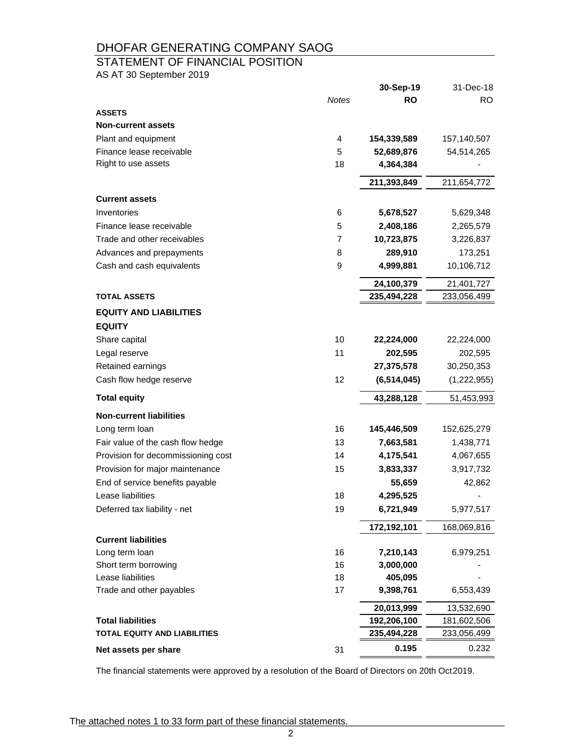# DHOFAR GENERATING COMPANY SAOG

## STATEMENT OF FINANCIAL POSITION

AS AT 30 September 2019

| | Notes | 30-Sep-19 RO | 31-Dec-18 RO |
|---|---|---|---|
| **ASSETS** | | | |
| **Non-current assets** | | | |
| Plant and equipment | 4 | **154,339,589** | 157,140,507 |
| Finance lease receivable | 5 | **52,689,876** | 54,514,265 |
| Right to use assets | 18 | **4,364,384** | - |
| | | **211,393,849** | 211,654,772 |
| **Current assets** | | | |
| Inventories | 6 | **5,678,527** | 5,629,348 |
| Finance lease receivable | 5 | **2,408,186** | 2,265,579 |
| Trade and other receivables | 7 | **10,723,875** | 3,226,837 |
| Advances and prepayments | 8 | **289,910** | 173,251 |
| Cash and cash equivalents | 9 | **4,999,881** | 10,106,712 |
| | | **24,100,379** | 21,401,727 |
| **TOTAL ASSETS** | | **235,494,228** | 233,056,499 |
| **EQUITY AND LIABILITIES** | | | |
| **EQUITY** | | | |
| Share capital | 10 | **22,224,000** | 22,224,000 |
| Legal reserve | 11 | **202,595** | 202,595 |
| Retained earnings | | **27,375,578** | 30,250,353 |
| Cash flow hedge reserve | 12 | **(6,514,045)** | (1,222,955) |
| **Total equity** | | **43,288,128** | 51,453,993 |
| **Non-current liabilities** | | | |
| Long term loan | 16 | **145,446,509** | 152,625,279 |
| Fair value of the cash flow hedge | 13 | **7,663,581** | 1,438,771 |
| Provision for decommissioning cost | 14 | **4,175,541** | 4,067,655 |
| Provision for major maintenance | 15 | **3,833,337** | 3,917,732 |
| End of service benefits payable | | **55,659** | 42,862 |
| Lease liabilities | 18 | **4,295,525** | - |
| Deferred tax liability - net | 19 | **6,721,949** | 5,977,517 |
| | | **172,192,101** | 168,069,816 |
| **Current liabilities** | | | |
| Long term loan | 16 | **7,210,143** | 6,979,251 |
| Short term borrowing | 16 | **3,000,000** | - |
| Lease liabilities | 18 | **405,095** | - |
| Trade and other payables | 17 | **9,398,761** | 6,553,439 |
| | | **20,013,999** | 13,532,690 |
| **Total liabilities** | | **192,206,100** | 181,602,506 |
| **TOTAL EQUITY AND LIABILITIES** | | **235,494,228** | 233,056,499 |
| **Net assets per share** | 31 | **0.195** | 0.232 |

The financial statements were approved by a resolution of the Board of Directors on 20th Oct 2019.

The attached notes 1 to 33 form part of these financial statements.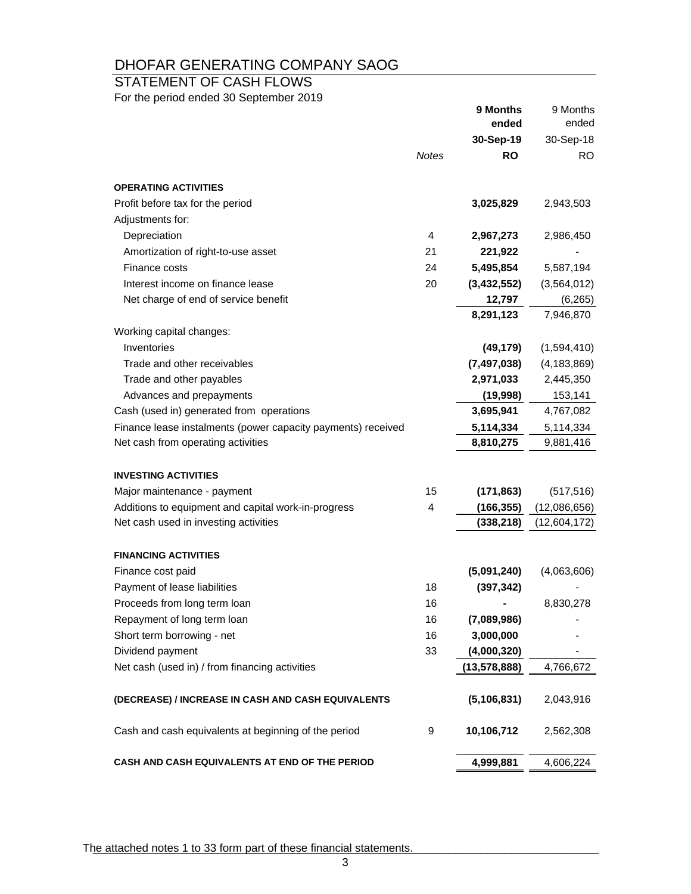# DHOFAR GENERATING COMPANY SAOG

## STATEMENT OF CASH FLOWS

For the period ended 30 September 2019

| | Notes | **9 Months ended 30-Sep-19 RO** | 9 Months ended 30-Sep-18 RO |
|---|---|---|---|
| **OPERATING ACTIVITIES** | | | |
| Profit before tax for the period | | **3,025,829** | 2,943,503 |
| Adjustments for: | | | |
| Depreciation | 4 | **2,967,273** | 2,986,450 |
| Amortization of right-to-use asset | 21 | **221,922** | - |
| Finance costs | 24 | **5,495,854** | 5,587,194 |
| Interest income on finance lease | 20 | **(3,432,552)** | (3,564,012) |
| Net charge of end of service benefit | | **12,797** | (6,265) |
| | | **8,291,123** | 7,946,870 |
| Working capital changes: | | | |
| Inventories | | **(49,179)** | (1,594,410) |
| Trade and other receivables | | **(7,497,038)** | (4,183,869) |
| Trade and other payables | | **2,971,033** | 2,445,350 |
| Advances and prepayments | | **(19,998)** | 153,141 |
| Cash (used in) generated from operations | | **3,695,941** | 4,767,082 |
| Finance lease instalments (power capacity payments) received | | **5,114,334** | 5,114,334 |
| Net cash from operating activities | | **8,810,275** | 9,881,416 |
| **INVESTING ACTIVITIES** | | | |
| Major maintenance - payment | 15 | **(171,863)** | (517,516) |
| Additions to equipment and capital work-in-progress | 4 | **(166,355)** | (12,086,656) |
| Net cash used in investing activities | | **(338,218)** | (12,604,172) |
| **FINANCING ACTIVITIES** | | | |
| Finance cost paid | | **(5,091,240)** | (4,063,606) |
| Payment of lease liabilities | 18 | **(397,342)** | - |
| Proceeds from long term loan | 16 | **-** | 8,830,278 |
| Repayment of long term loan | 16 | **(7,089,986)** | - |
| Short term borrowing - net | 16 | **3,000,000** | - |
| Dividend payment | 33 | **(4,000,320)** | - |
| Net cash (used in) / from financing activities | | **(13,578,888)** | 4,766,672 |
| **(DECREASE) / INCREASE IN CASH AND CASH EQUIVALENTS** | | **(5,106,831)** | 2,043,916 |
| Cash and cash equivalents at beginning of the period | 9 | **10,106,712** | 2,562,308 |
| **CASH AND CASH EQUIVALENTS AT END OF THE PERIOD** | | **4,999,881** | 4,606,224 |

The attached notes 1 to 33 form part of these financial statements.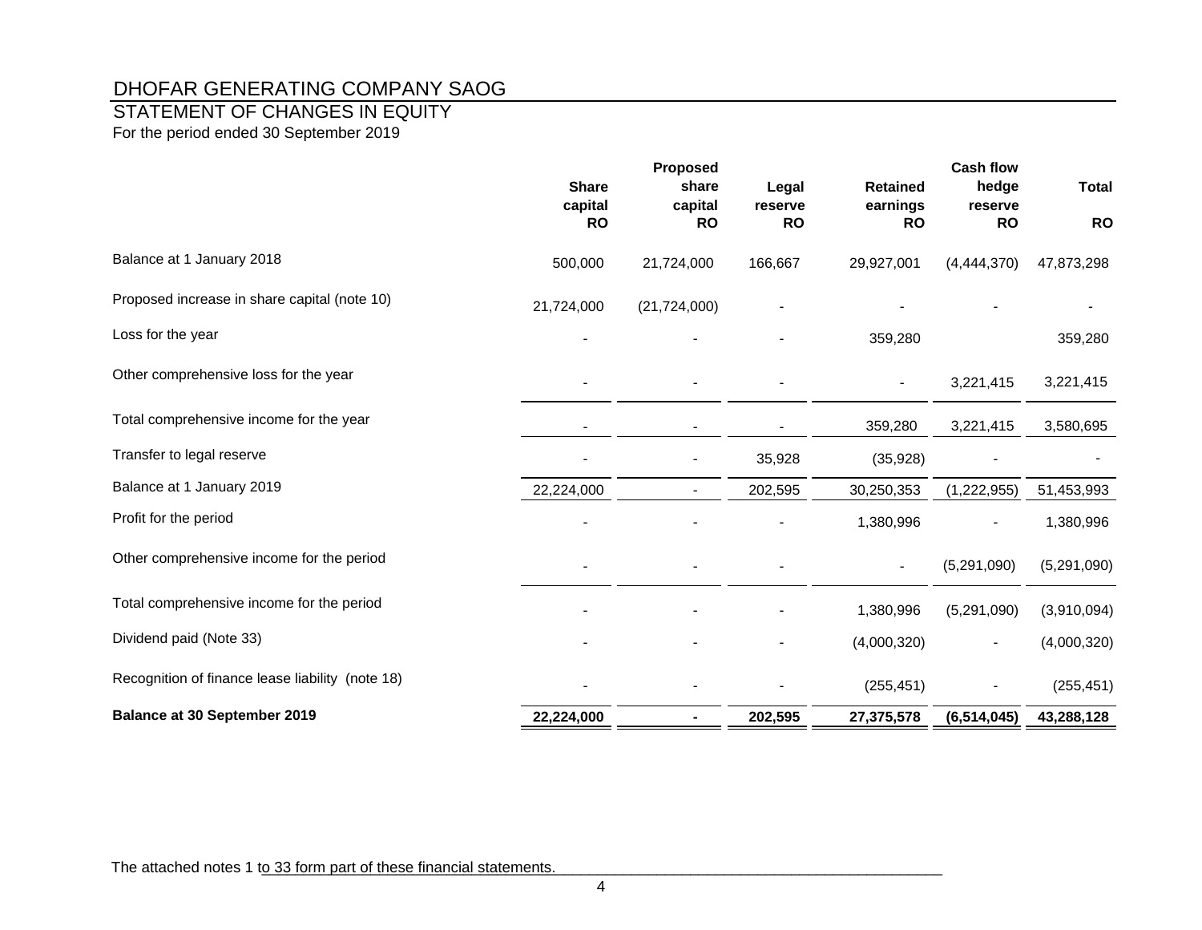# DHOFAR GENERATING COMPANY SAOG

## STATEMENT OF CHANGES IN EQUITY

For the period ended 30 September 2019

| | Share capital RO | Proposed share capital RO | Legal reserve RO | Retained earnings RO | Cash flow hedge reserve RO | Total RO |
|---|---|---|---|---|---|---|
| Balance at 1 January 2018 | 500,000 | 21,724,000 | 166,667 | 29,927,001 | (4,444,370) | 47,873,298 |
| Proposed increase in share capital (note 10) | 21,724,000 | (21,724,000) | - | - | - | - |
| Loss for the year | - | - | - | 359,280 | | 359,280 |
| Other comprehensive loss for the year | - | - | - | - | 3,221,415 | 3,221,415 |
| Total comprehensive income for the year | - | - | - | 359,280 | 3,221,415 | 3,580,695 |
| Transfer to legal reserve | - | - | 35,928 | (35,928) | - | - |
| Balance at 1 January 2019 | 22,224,000 | - | 202,595 | 30,250,353 | (1,222,955) | 51,453,993 |
| Profit for the period | - | - | - | 1,380,996 | - | 1,380,996 |
| Other comprehensive income for the period | - | - | - | - | (5,291,090) | (5,291,090) |
| Total comprehensive income for the period | - | - | - | 1,380,996 | (5,291,090) | (3,910,094) |
| Dividend paid (Note 33) | - | - | - | (4,000,320) | - | (4,000,320) |
| Recognition of finance lease liability (note 18) | - | - | - | (255,451) | - | (255,451) |
| **Balance at 30 September 2019** | **22,224,000** | **-** | **202,595** | **27,375,578** | **(6,514,045)** | **43,288,128** |

The attached notes 1 to 33 form part of these financial statements.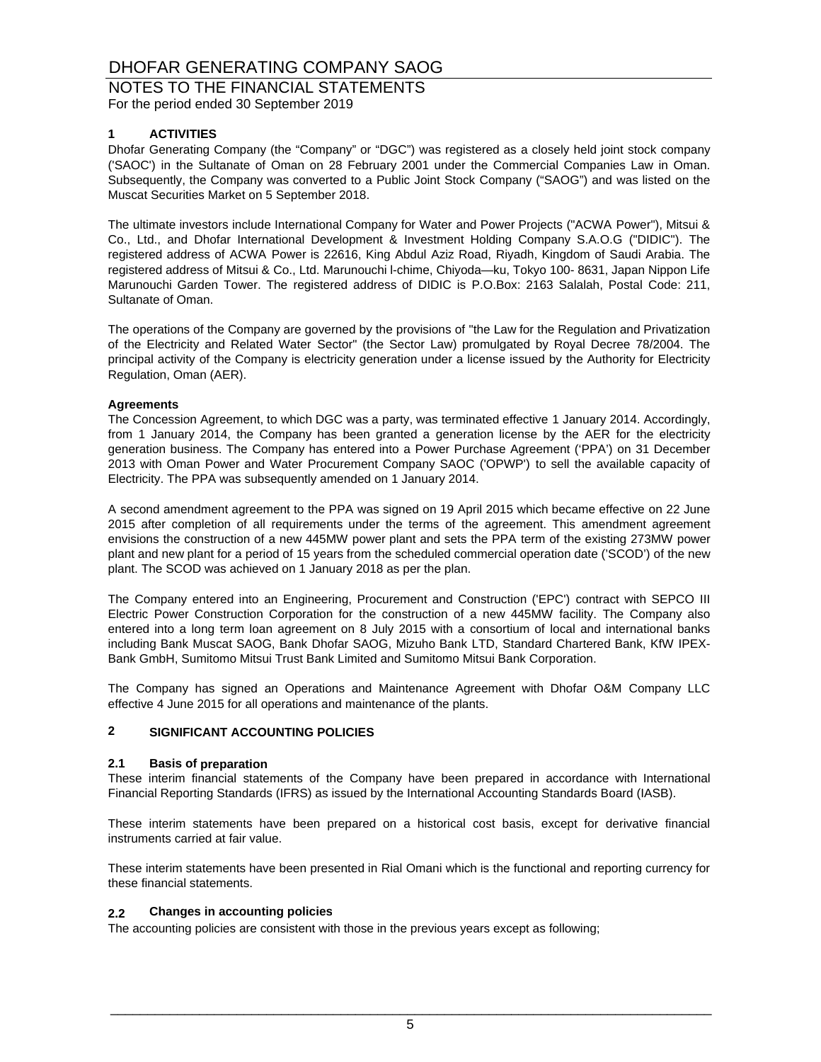# DHOFAR GENERATING COMPANY SAOG

## NOTES TO THE FINANCIAL STATEMENTS

For the period ended 30 September 2019

### 1 ACTIVITIES

Dhofar Generating Company (the "Company" or "DGC") was registered as a closely held joint stock company ('SAOC') in the Sultanate of Oman on 28 February 2001 under the Commercial Companies Law in Oman. Subsequently, the Company was converted to a Public Joint Stock Company ("SAOG") and was listed on the Muscat Securities Market on 5 September 2018.

The ultimate investors include International Company for Water and Power Projects ("ACWA Power"), Mitsui & Co., Ltd., and Dhofar International Development & Investment Holding Company S.A.O.G ("DIDIC"). The registered address of ACWA Power is 22616, King Abdul Aziz Road, Riyadh, Kingdom of Saudi Arabia. The registered address of Mitsui & Co., Ltd. Marunouchi l-chime, Chiyoda—ku, Tokyo 100- 8631, Japan Nippon Life Marunouchi Garden Tower. The registered address of DIDIC is P.O.Box: 2163 Salalah, Postal Code: 211, Sultanate of Oman.

The operations of the Company are governed by the provisions of "the Law for the Regulation and Privatization of the Electricity and Related Water Sector" (the Sector Law) promulgated by Royal Decree 78/2004. The principal activity of the Company is electricity generation under a license issued by the Authority for Electricity Regulation, Oman (AER).

**Agreements**

The Concession Agreement, to which DGC was a party, was terminated effective 1 January 2014. Accordingly, from 1 January 2014, the Company has been granted a generation license by the AER for the electricity generation business. The Company has entered into a Power Purchase Agreement ('PPA') on 31 December 2013 with Oman Power and Water Procurement Company SAOC ('OPWP') to sell the available capacity of Electricity. The PPA was subsequently amended on 1 January 2014.

A second amendment agreement to the PPA was signed on 19 April 2015 which became effective on 22 June 2015 after completion of all requirements under the terms of the agreement. This amendment agreement envisions the construction of a new 445MW power plant and sets the PPA term of the existing 273MW power plant and new plant for a period of 15 years from the scheduled commercial operation date ('SCOD') of the new plant. The SCOD was achieved on 1 January 2018 as per the plan.

The Company entered into an Engineering, Procurement and Construction ('EPC') contract with SEPCO III Electric Power Construction Corporation for the construction of a new 445MW facility. The Company also entered into a long term loan agreement on 8 July 2015 with a consortium of local and international banks including Bank Muscat SAOG, Bank Dhofar SAOG, Mizuho Bank LTD, Standard Chartered Bank, KfW IPEX-Bank GmbH, Sumitomo Mitsui Trust Bank Limited and Sumitomo Mitsui Bank Corporation.

The Company has signed an Operations and Maintenance Agreement with Dhofar O&M Company LLC effective 4 June 2015 for all operations and maintenance of the plants.

### 2 SIGNIFICANT ACCOUNTING POLICIES

#### 2.1 Basis of preparation

These interim financial statements of the Company have been prepared in accordance with International Financial Reporting Standards (IFRS) as issued by the International Accounting Standards Board (IASB).

These interim statements have been prepared on a historical cost basis, except for derivative financial instruments carried at fair value.

These interim statements have been presented in Rial Omani which is the functional and reporting currency for these financial statements.

#### 2.2 Changes in accounting policies

The accounting policies are consistent with those in the previous years except as following;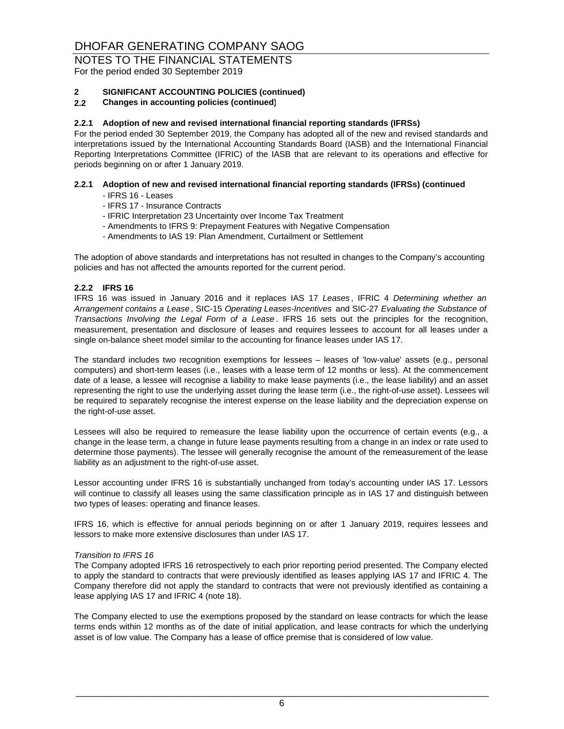# DHOFAR GENERATING COMPANY SAOG

## NOTES TO THE FINANCIAL STATEMENTS

For the period ended 30 September 2019

### 2 SIGNIFICANT ACCOUNTING POLICIES (continued)

### 2.2 Changes in accounting policies (continued)

#### 2.2.1 Adoption of new and revised international financial reporting standards (IFRSs)

For the period ended 30 September 2019, the Company has adopted all of the new and revised standards and interpretations issued by the International Accounting Standards Board (IASB) and the International Financial Reporting Interpretations Committee (IFRIC) of the IASB that are relevant to its operations and effective for periods beginning on or after 1 January 2019.

#### 2.2.1 Adoption of new and revised international financial reporting standards (IFRSs) (continued

- IFRS 16 - Leases
- IFRS 17 - Insurance Contracts
- IFRIC Interpretation 23 Uncertainty over Income Tax Treatment
- Amendments to IFRS 9: Prepayment Features with Negative Compensation
- Amendments to IAS 19: Plan Amendment, Curtailment or Settlement

The adoption of above standards and interpretations has not resulted in changes to the Company's accounting policies and has not affected the amounts reported for the current period.

#### 2.2.2 IFRS 16

IFRS 16 was issued in January 2016 and it replaces IAS 17 *Leases*, IFRIC 4 *Determining whether an Arrangement contains a Lease*, SIC-15 *Operating Leases-Incentives* and SIC-27 *Evaluating the Substance of Transactions Involving the Legal Form of a Lease*. IFRS 16 sets out the principles for the recognition, measurement, presentation and disclosure of leases and requires lessees to account for all leases under a single on-balance sheet model similar to the accounting for finance leases under IAS 17.

The standard includes two recognition exemptions for lessees – leases of 'low-value' assets (e.g., personal computers) and short-term leases (i.e., leases with a lease term of 12 months or less). At the commencement date of a lease, a lessee will recognise a liability to make lease payments (i.e., the lease liability) and an asset representing the right to use the underlying asset during the lease term (i.e., the right-of-use asset). Lessees will be required to separately recognise the interest expense on the lease liability and the depreciation expense on the right-of-use asset.

Lessees will also be required to remeasure the lease liability upon the occurrence of certain events (e.g., a change in the lease term, a change in future lease payments resulting from a change in an index or rate used to determine those payments). The lessee will generally recognise the amount of the remeasurement of the lease liability as an adjustment to the right-of-use asset.

Lessor accounting under IFRS 16 is substantially unchanged from today's accounting under IAS 17. Lessors will continue to classify all leases using the same classification principle as in IAS 17 and distinguish between two types of leases: operating and finance leases.

IFRS 16, which is effective for annual periods beginning on or after 1 January 2019, requires lessees and lessors to make more extensive disclosures than under IAS 17.

*Transition to IFRS 16*

The Company adopted IFRS 16 retrospectively to each prior reporting period presented. The Company elected to apply the standard to contracts that were previously identified as leases applying IAS 17 and IFRIC 4. The Company therefore did not apply the standard to contracts that were not previously identified as containing a lease applying IAS 17 and IFRIC 4 (note 18).

The Company elected to use the exemptions proposed by the standard on lease contracts for which the lease terms ends within 12 months as of the date of initial application, and lease contracts for which the underlying asset is of low value. The Company has a lease of office premise that is considered of low value.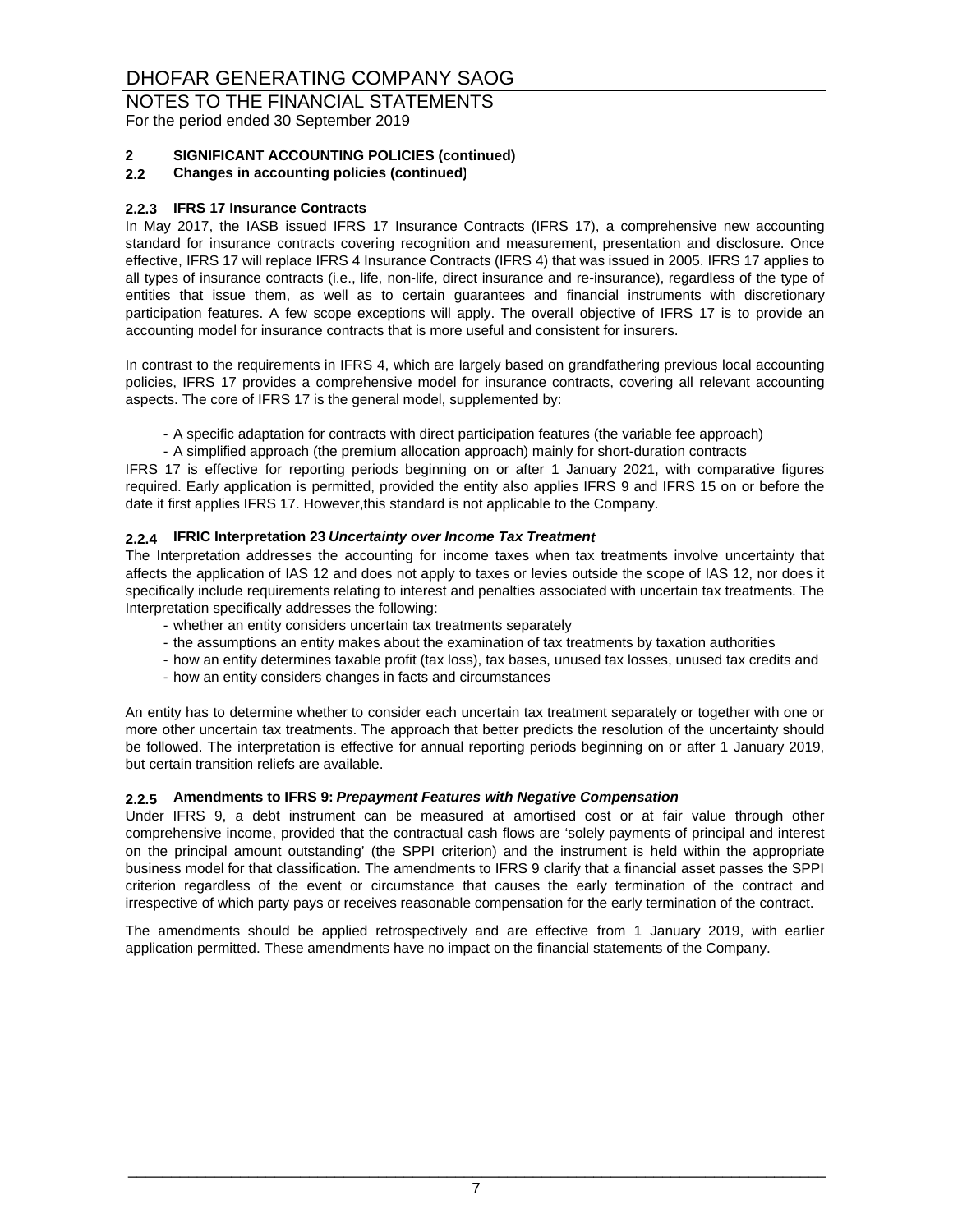# DHOFAR GENERATING COMPANY SAOG

## NOTES TO THE FINANCIAL STATEMENTS

For the period ended 30 September 2019

### 2 SIGNIFICANT ACCOUNTING POLICIES (continued)

### 2.2 Changes in accounting policies (continued)

#### 2.2.3 IFRS 17 Insurance Contracts

In May 2017, the IASB issued IFRS 17 Insurance Contracts (IFRS 17), a comprehensive new accounting standard for insurance contracts covering recognition and measurement, presentation and disclosure. Once effective, IFRS 17 will replace IFRS 4 Insurance Contracts (IFRS 4) that was issued in 2005. IFRS 17 applies to all types of insurance contracts (i.e., life, non-life, direct insurance and re-insurance), regardless of the type of entities that issue them, as well as to certain guarantees and financial instruments with discretionary participation features. A few scope exceptions will apply. The overall objective of IFRS 17 is to provide an accounting model for insurance contracts that is more useful and consistent for insurers.

In contrast to the requirements in IFRS 4, which are largely based on grandfathering previous local accounting policies, IFRS 17 provides a comprehensive model for insurance contracts, covering all relevant accounting aspects. The core of IFRS 17 is the general model, supplemented by:

- A specific adaptation for contracts with direct participation features (the variable fee approach)
- A simplified approach (the premium allocation approach) mainly for short-duration contracts

IFRS 17 is effective for reporting periods beginning on or after 1 January 2021, with comparative figures required. Early application is permitted, provided the entity also applies IFRS 9 and IFRS 15 on or before the date it first applies IFRS 17. However,this standard is not applicable to the Company.

#### 2.2.4 IFRIC Interpretation 23 *Uncertainty over Income Tax Treatment*

The Interpretation addresses the accounting for income taxes when tax treatments involve uncertainty that affects the application of IAS 12 and does not apply to taxes or levies outside the scope of IAS 12, nor does it specifically include requirements relating to interest and penalties associated with uncertain tax treatments. The Interpretation specifically addresses the following:

- whether an entity considers uncertain tax treatments separately
- the assumptions an entity makes about the examination of tax treatments by taxation authorities
- how an entity determines taxable profit (tax loss), tax bases, unused tax losses, unused tax credits and
- how an entity considers changes in facts and circumstances

An entity has to determine whether to consider each uncertain tax treatment separately or together with one or more other uncertain tax treatments. The approach that better predicts the resolution of the uncertainty should be followed. The interpretation is effective for annual reporting periods beginning on or after 1 January 2019, but certain transition reliefs are available.

#### 2.2.5 Amendments to IFRS 9: *Prepayment Features with Negative Compensation*

Under IFRS 9, a debt instrument can be measured at amortised cost or at fair value through other comprehensive income, provided that the contractual cash flows are 'solely payments of principal and interest on the principal amount outstanding' (the SPPI criterion) and the instrument is held within the appropriate business model for that classification. The amendments to IFRS 9 clarify that a financial asset passes the SPPI criterion regardless of the event or circumstance that causes the early termination of the contract and irrespective of which party pays or receives reasonable compensation for the early termination of the contract.

The amendments should be applied retrospectively and are effective from 1 January 2019, with earlier application permitted. These amendments have no impact on the financial statements of the Company.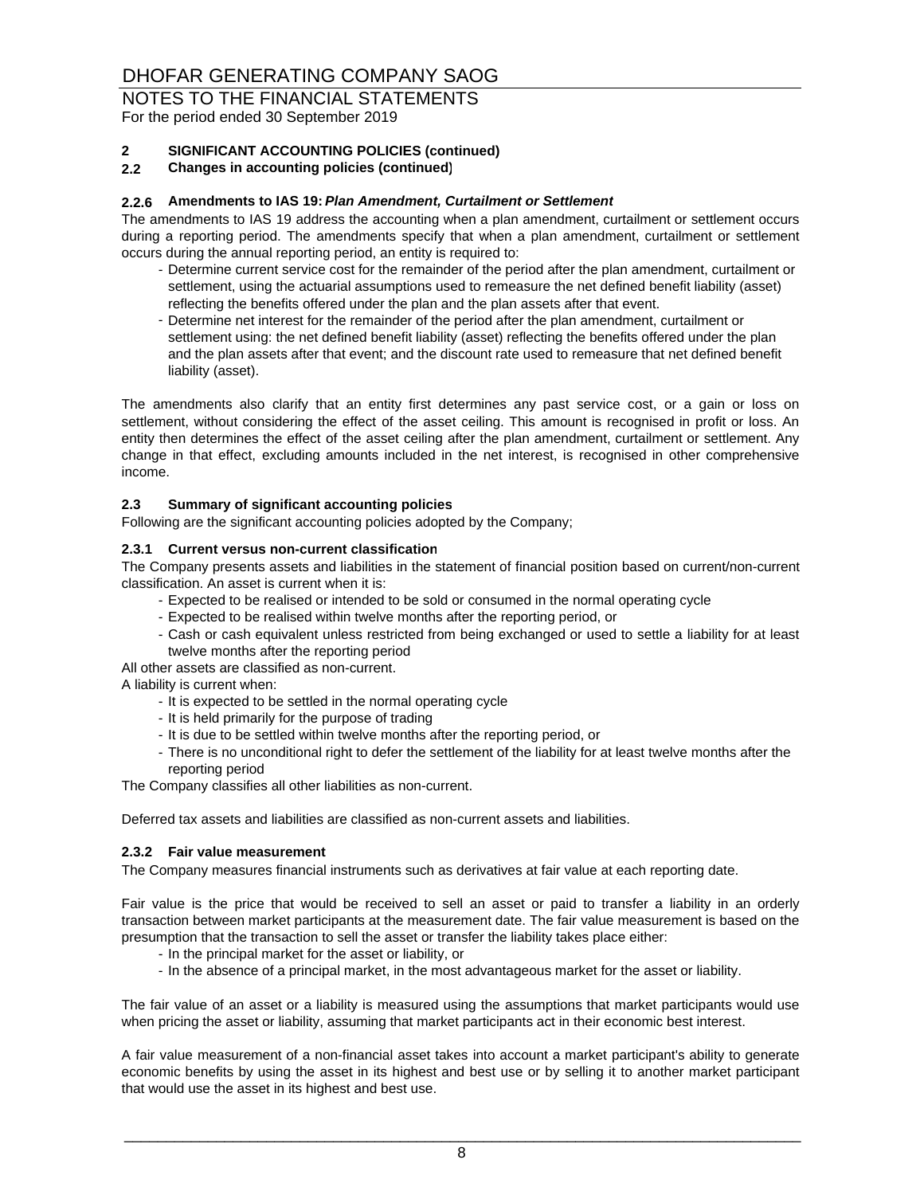# DHOFAR GENERATING COMPANY SAOG

NOTES TO THE FINANCIAL STATEMENTS
For the period ended 30 September 2019

**2 SIGNIFICANT ACCOUNTING POLICIES (continued)**

**2.2 Changes in accounting policies (continued)**

**2.2.6 Amendments to IAS 19:** ***Plan Amendment, Curtailment or Settlement***

The amendments to IAS 19 address the accounting when a plan amendment, curtailment or settlement occurs during a reporting period. The amendments specify that when a plan amendment, curtailment or settlement occurs during the annual reporting period, an entity is required to:

- Determine current service cost for the remainder of the period after the plan amendment, curtailment or settlement, using the actuarial assumptions used to remeasure the net defined benefit liability (asset) reflecting the benefits offered under the plan and the plan assets after that event.
- Determine net interest for the remainder of the period after the plan amendment, curtailment or settlement using: the net defined benefit liability (asset) reflecting the benefits offered under the plan and the plan assets after that event; and the discount rate used to remeasure that net defined benefit liability (asset).

The amendments also clarify that an entity first determines any past service cost, or a gain or loss on settlement, without considering the effect of the asset ceiling. This amount is recognised in profit or loss. An entity then determines the effect of the asset ceiling after the plan amendment, curtailment or settlement. Any change in that effect, excluding amounts included in the net interest, is recognised in other comprehensive income.

**2.3 Summary of significant accounting policies**

Following are the significant accounting policies adopted by the Company;

**2.3.1 Current versus non-current classification**

The Company presents assets and liabilities in the statement of financial position based on current/non-current classification. An asset is current when it is:

- Expected to be realised or intended to be sold or consumed in the normal operating cycle
- Expected to be realised within twelve months after the reporting period, or
- Cash or cash equivalent unless restricted from being exchanged or used to settle a liability for at least twelve months after the reporting period

All other assets are classified as non-current.

A liability is current when:

- It is expected to be settled in the normal operating cycle
- It is held primarily for the purpose of trading
- It is due to be settled within twelve months after the reporting period, or
- There is no unconditional right to defer the settlement of the liability for at least twelve months after the reporting period

The Company classifies all other liabilities as non-current.

Deferred tax assets and liabilities are classified as non-current assets and liabilities.

**2.3.2 Fair value measurement**

The Company measures financial instruments such as derivatives at fair value at each reporting date.

Fair value is the price that would be received to sell an asset or paid to transfer a liability in an orderly transaction between market participants at the measurement date. The fair value measurement is based on the presumption that the transaction to sell the asset or transfer the liability takes place either:

- In the principal market for the asset or liability, or
- In the absence of a principal market, in the most advantageous market for the asset or liability.

The fair value of an asset or a liability is measured using the assumptions that market participants would use when pricing the asset or liability, assuming that market participants act in their economic best interest.

A fair value measurement of a non-financial asset takes into account a market participant's ability to generate economic benefits by using the asset in its highest and best use or by selling it to another market participant that would use the asset in its highest and best use.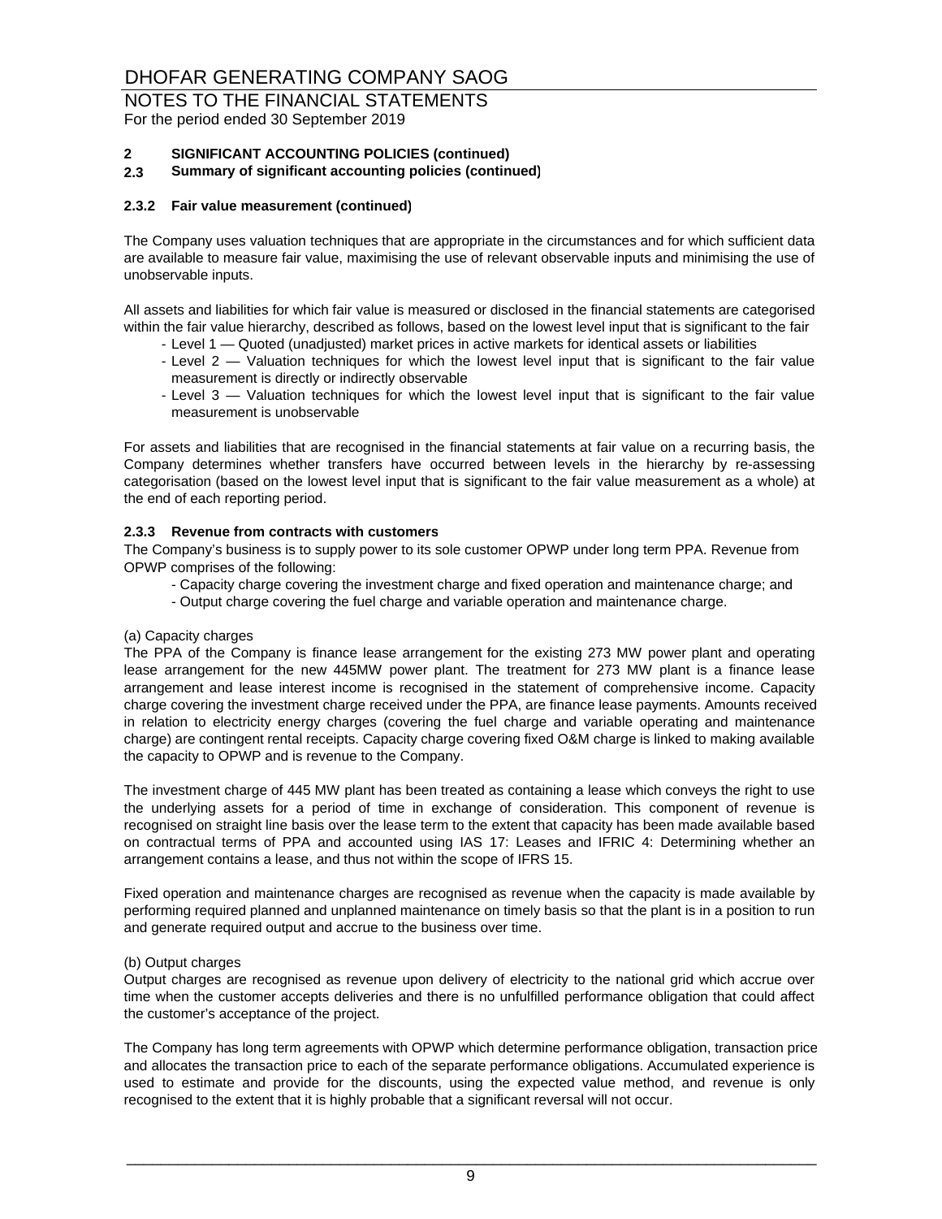# DHOFAR GENERATING COMPANY SAOG

## NOTES TO THE FINANCIAL STATEMENTS

For the period ended 30 September 2019

**2 SIGNIFICANT ACCOUNTING POLICIES (continued)**

**2.3 Summary of significant accounting policies (continued)**

### 2.3.2 Fair value measurement (continued)

The Company uses valuation techniques that are appropriate in the circumstances and for which sufficient data are available to measure fair value, maximising the use of relevant observable inputs and minimising the use of unobservable inputs.

All assets and liabilities for which fair value is measured or disclosed in the financial statements are categorised within the fair value hierarchy, described as follows, based on the lowest level input that is significant to the fair

- Level 1 — Quoted (unadjusted) market prices in active markets for identical assets or liabilities
- Level 2 — Valuation techniques for which the lowest level input that is significant to the fair value measurement is directly or indirectly observable
- Level 3 — Valuation techniques for which the lowest level input that is significant to the fair value measurement is unobservable

For assets and liabilities that are recognised in the financial statements at fair value on a recurring basis, the Company determines whether transfers have occurred between levels in the hierarchy by re-assessing categorisation (based on the lowest level input that is significant to the fair value measurement as a whole) at the end of each reporting period.

### 2.3.3 Revenue from contracts with customers

The Company's business is to supply power to its sole customer OPWP under long term PPA. Revenue from OPWP comprises of the following:

- Capacity charge covering the investment charge and fixed operation and maintenance charge; and
- Output charge covering the fuel charge and variable operation and maintenance charge.

(a) Capacity charges

The PPA of the Company is finance lease arrangement for the existing 273 MW power plant and operating lease arrangement for the new 445MW power plant. The treatment for 273 MW plant is a finance lease arrangement and lease interest income is recognised in the statement of comprehensive income. Capacity charge covering the investment charge received under the PPA, are finance lease payments. Amounts received in relation to electricity energy charges (covering the fuel charge and variable operating and maintenance charge) are contingent rental receipts. Capacity charge covering fixed O&M charge is linked to making available the capacity to OPWP and is revenue to the Company.

The investment charge of 445 MW plant has been treated as containing a lease which conveys the right to use the underlying assets for a period of time in exchange of consideration. This component of revenue is recognised on straight line basis over the lease term to the extent that capacity has been made available based on contractual terms of PPA and accounted using IAS 17: Leases and IFRIC 4: Determining whether an arrangement contains a lease, and thus not within the scope of IFRS 15.

Fixed operation and maintenance charges are recognised as revenue when the capacity is made available by performing required planned and unplanned maintenance on timely basis so that the plant is in a position to run and generate required output and accrue to the business over time.

(b) Output charges

Output charges are recognised as revenue upon delivery of electricity to the national grid which accrue over time when the customer accepts deliveries and there is no unfulfilled performance obligation that could affect the customer's acceptance of the project.

The Company has long term agreements with OPWP which determine performance obligation, transaction price and allocates the transaction price to each of the separate performance obligations. Accumulated experience is used to estimate and provide for the discounts, using the expected value method, and revenue is only recognised to the extent that it is highly probable that a significant reversal will not occur.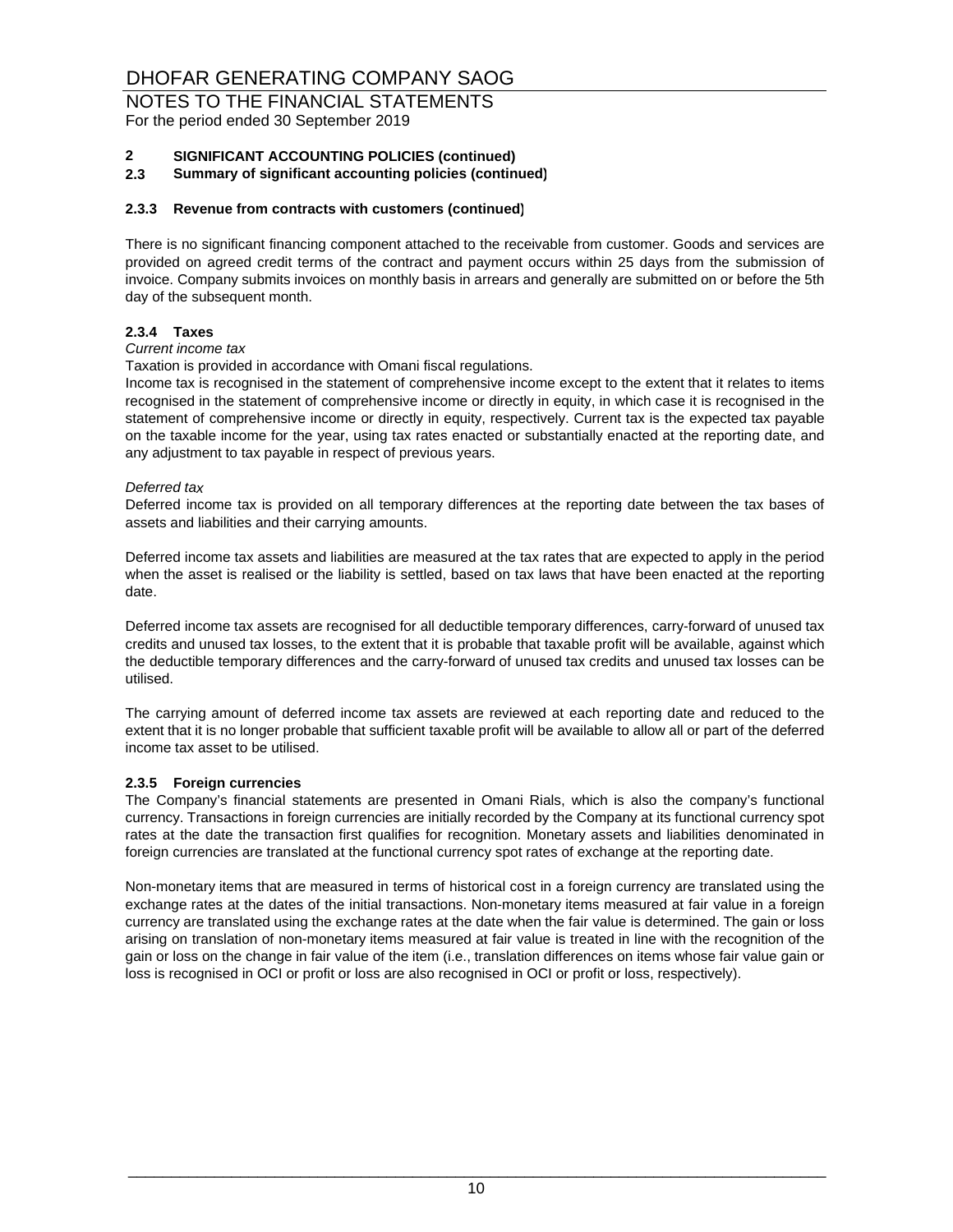# DHOFAR GENERATING COMPANY SAOG

## NOTES TO THE FINANCIAL STATEMENTS

For the period ended 30 September 2019

**2 SIGNIFICANT ACCOUNTING POLICIES (continued)**

**2.3 Summary of significant accounting policies (continued)**

**2.3.3 Revenue from contracts with customers (continued)**

There is no significant financing component attached to the receivable from customer. Goods and services are provided on agreed credit terms of the contract and payment occurs within 25 days from the submission of invoice. Company submits invoices on monthly basis in arrears and generally are submitted on or before the 5th day of the subsequent month.

**2.3.4 Taxes**

*Current income tax*

Taxation is provided in accordance with Omani fiscal regulations.

Income tax is recognised in the statement of comprehensive income except to the extent that it relates to items recognised in the statement of comprehensive income or directly in equity, in which case it is recognised in the statement of comprehensive income or directly in equity, respectively. Current tax is the expected tax payable on the taxable income for the year, using tax rates enacted or substantially enacted at the reporting date, and any adjustment to tax payable in respect of previous years.

*Deferred tax*

Deferred income tax is provided on all temporary differences at the reporting date between the tax bases of assets and liabilities and their carrying amounts.

Deferred income tax assets and liabilities are measured at the tax rates that are expected to apply in the period when the asset is realised or the liability is settled, based on tax laws that have been enacted at the reporting date.

Deferred income tax assets are recognised for all deductible temporary differences, carry-forward of unused tax credits and unused tax losses, to the extent that it is probable that taxable profit will be available, against which the deductible temporary differences and the carry-forward of unused tax credits and unused tax losses can be utilised.

The carrying amount of deferred income tax assets are reviewed at each reporting date and reduced to the extent that it is no longer probable that sufficient taxable profit will be available to allow all or part of the deferred income tax asset to be utilised.

**2.3.5 Foreign currencies**

The Company's financial statements are presented in Omani Rials, which is also the company's functional currency. Transactions in foreign currencies are initially recorded by the Company at its functional currency spot rates at the date the transaction first qualifies for recognition. Monetary assets and liabilities denominated in foreign currencies are translated at the functional currency spot rates of exchange at the reporting date.

Non-monetary items that are measured in terms of historical cost in a foreign currency are translated using the exchange rates at the dates of the initial transactions. Non-monetary items measured at fair value in a foreign currency are translated using the exchange rates at the date when the fair value is determined. The gain or loss arising on translation of non-monetary items measured at fair value is treated in line with the recognition of the gain or loss on the change in fair value of the item (i.e., translation differences on items whose fair value gain or loss is recognised in OCI or profit or loss are also recognised in OCI or profit or loss, respectively).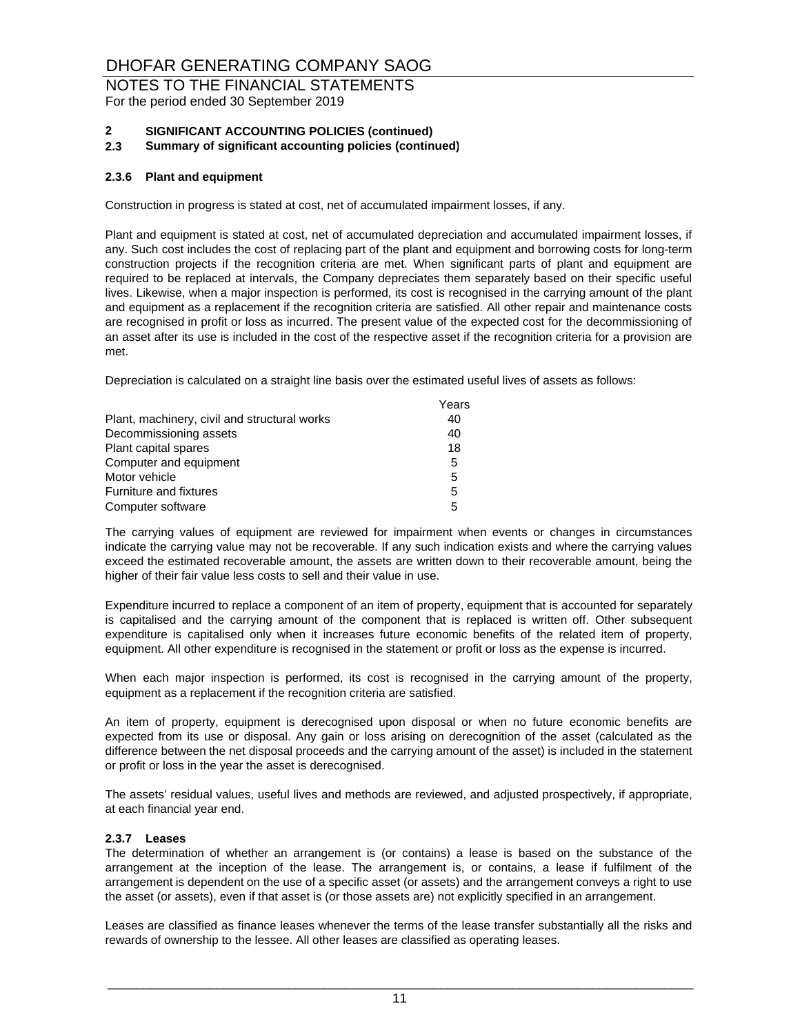# DHOFAR GENERATING COMPANY SAOG

## NOTES TO THE FINANCIAL STATEMENTS

For the period ended 30 September 2019

**2 SIGNIFICANT ACCOUNTING POLICIES (continued)**

**2.3 Summary of significant accounting policies (continued)**

### 2.3.6 Plant and equipment

Construction in progress is stated at cost, net of accumulated impairment losses, if any.

Plant and equipment is stated at cost, net of accumulated depreciation and accumulated impairment losses, if any. Such cost includes the cost of replacing part of the plant and equipment and borrowing costs for long-term construction projects if the recognition criteria are met. When significant parts of plant and equipment are required to be replaced at intervals, the Company depreciates them separately based on their specific useful lives. Likewise, when a major inspection is performed, its cost is recognised in the carrying amount of the plant and equipment as a replacement if the recognition criteria are satisfied. All other repair and maintenance costs are recognised in profit or loss as incurred. The present value of the expected cost for the decommissioning of an asset after its use is included in the cost of the respective asset if the recognition criteria for a provision are met.

Depreciation is calculated on a straight line basis over the estimated useful lives of assets as follows:

| | Years |
|---|---|
| Plant, machinery, civil and structural works | 40 |
| Decommissioning assets | 40 |
| Plant capital spares | 18 |
| Computer and equipment | 5 |
| Motor vehicle | 5 |
| Furniture and fixtures | 5 |
| Computer software | 5 |

The carrying values of equipment are reviewed for impairment when events or changes in circumstances indicate the carrying value may not be recoverable. If any such indication exists and where the carrying values exceed the estimated recoverable amount, the assets are written down to their recoverable amount, being the higher of their fair value less costs to sell and their value in use.

Expenditure incurred to replace a component of an item of property, equipment that is accounted for separately is capitalised and the carrying amount of the component that is replaced is written off. Other subsequent expenditure is capitalised only when it increases future economic benefits of the related item of property, equipment. All other expenditure is recognised in the statement or profit or loss as the expense is incurred.

When each major inspection is performed, its cost is recognised in the carrying amount of the property, equipment as a replacement if the recognition criteria are satisfied.

An item of property, equipment is derecognised upon disposal or when no future economic benefits are expected from its use or disposal. Any gain or loss arising on derecognition of the asset (calculated as the difference between the net disposal proceeds and the carrying amount of the asset) is included in the statement or profit or loss in the year the asset is derecognised.

The assets' residual values, useful lives and methods are reviewed, and adjusted prospectively, if appropriate, at each financial year end.

### 2.3.7 Leases

The determination of whether an arrangement is (or contains) a lease is based on the substance of the arrangement at the inception of the lease. The arrangement is, or contains, a lease if fulfilment of the arrangement is dependent on the use of a specific asset (or assets) and the arrangement conveys a right to use the asset (or assets), even if that asset is (or those assets are) not explicitly specified in an arrangement.

Leases are classified as finance leases whenever the terms of the lease transfer substantially all the risks and rewards of ownership to the lessee. All other leases are classified as operating leases.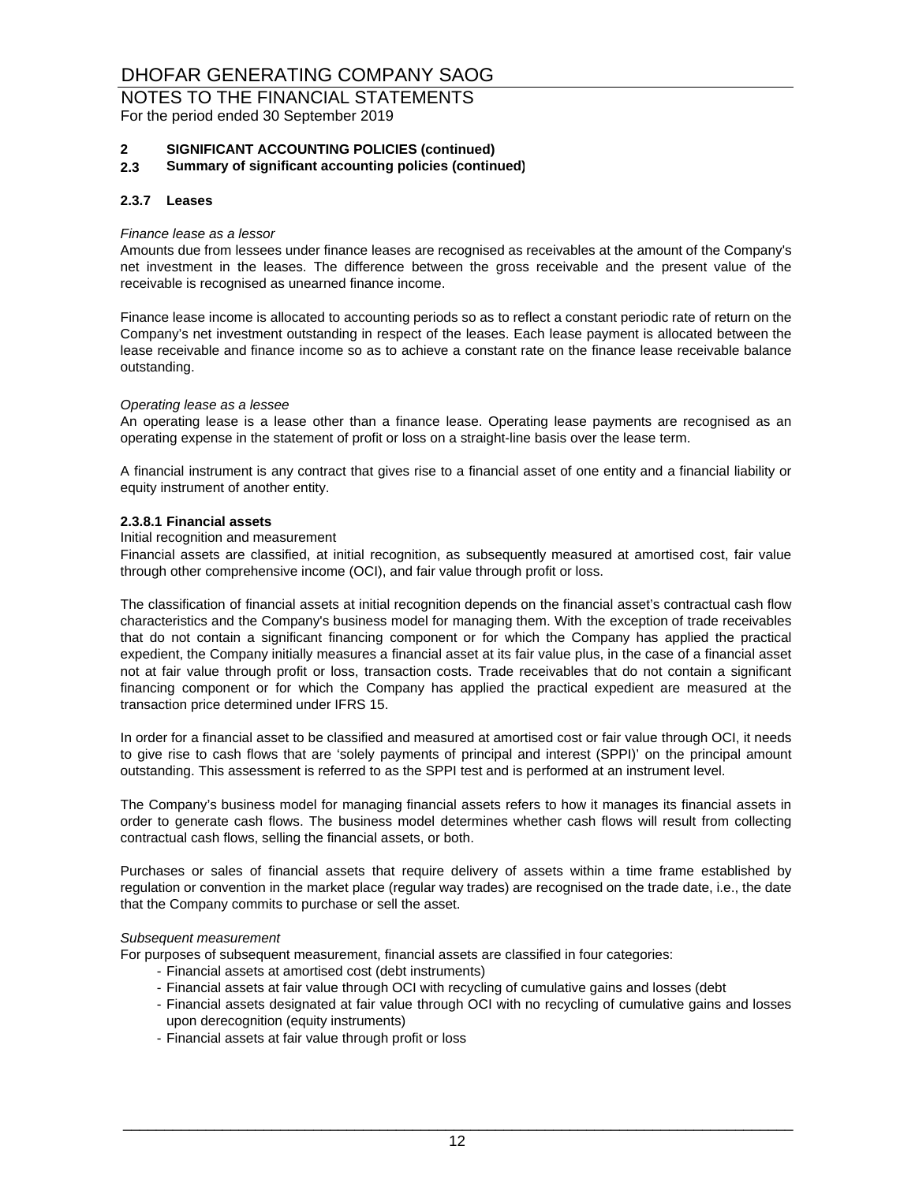DHOFAR GENERATING COMPANY SAOG

NOTES TO THE FINANCIAL STATEMENTS
For the period ended 30 September 2019

**2 SIGNIFICANT ACCOUNTING POLICIES (continued)**
**2.3 Summary of significant accounting policies (continued)**

**2.3.7 Leases**

*Finance lease as a lessor*
Amounts due from lessees under finance leases are recognised as receivables at the amount of the Company's net investment in the leases. The difference between the gross receivable and the present value of the receivable is recognised as unearned finance income.

Finance lease income is allocated to accounting periods so as to reflect a constant periodic rate of return on the Company's net investment outstanding in respect of the leases. Each lease payment is allocated between the lease receivable and finance income so as to achieve a constant rate on the finance lease receivable balance outstanding.

*Operating lease as a lessee*
An operating lease is a lease other than a finance lease. Operating lease payments are recognised as an operating expense in the statement of profit or loss on a straight-line basis over the lease term.

A financial instrument is any contract that gives rise to a financial asset of one entity and a financial liability or equity instrument of another entity.

**2.3.8.1 Financial assets**
Initial recognition and measurement
Financial assets are classified, at initial recognition, as subsequently measured at amortised cost, fair value through other comprehensive income (OCI), and fair value through profit or loss.

The classification of financial assets at initial recognition depends on the financial asset's contractual cash flow characteristics and the Company's business model for managing them. With the exception of trade receivables that do not contain a significant financing component or for which the Company has applied the practical expedient, the Company initially measures a financial asset at its fair value plus, in the case of a financial asset not at fair value through profit or loss, transaction costs. Trade receivables that do not contain a significant financing component or for which the Company has applied the practical expedient are measured at the transaction price determined under IFRS 15.

In order for a financial asset to be classified and measured at amortised cost or fair value through OCI, it needs to give rise to cash flows that are 'solely payments of principal and interest (SPPI)' on the principal amount outstanding. This assessment is referred to as the SPPI test and is performed at an instrument level.

The Company's business model for managing financial assets refers to how it manages its financial assets in order to generate cash flows. The business model determines whether cash flows will result from collecting contractual cash flows, selling the financial assets, or both.

Purchases or sales of financial assets that require delivery of assets within a time frame established by regulation or convention in the market place (regular way trades) are recognised on the trade date, i.e., the date that the Company commits to purchase or sell the asset.

*Subsequent measurement*
For purposes of subsequent measurement, financial assets are classified in four categories:
- Financial assets at amortised cost (debt instruments)
- Financial assets at fair value through OCI with recycling of cumulative gains and losses (debt
- Financial assets designated at fair value through OCI with no recycling of cumulative gains and losses upon derecognition (equity instruments)
- Financial assets at fair value through profit or loss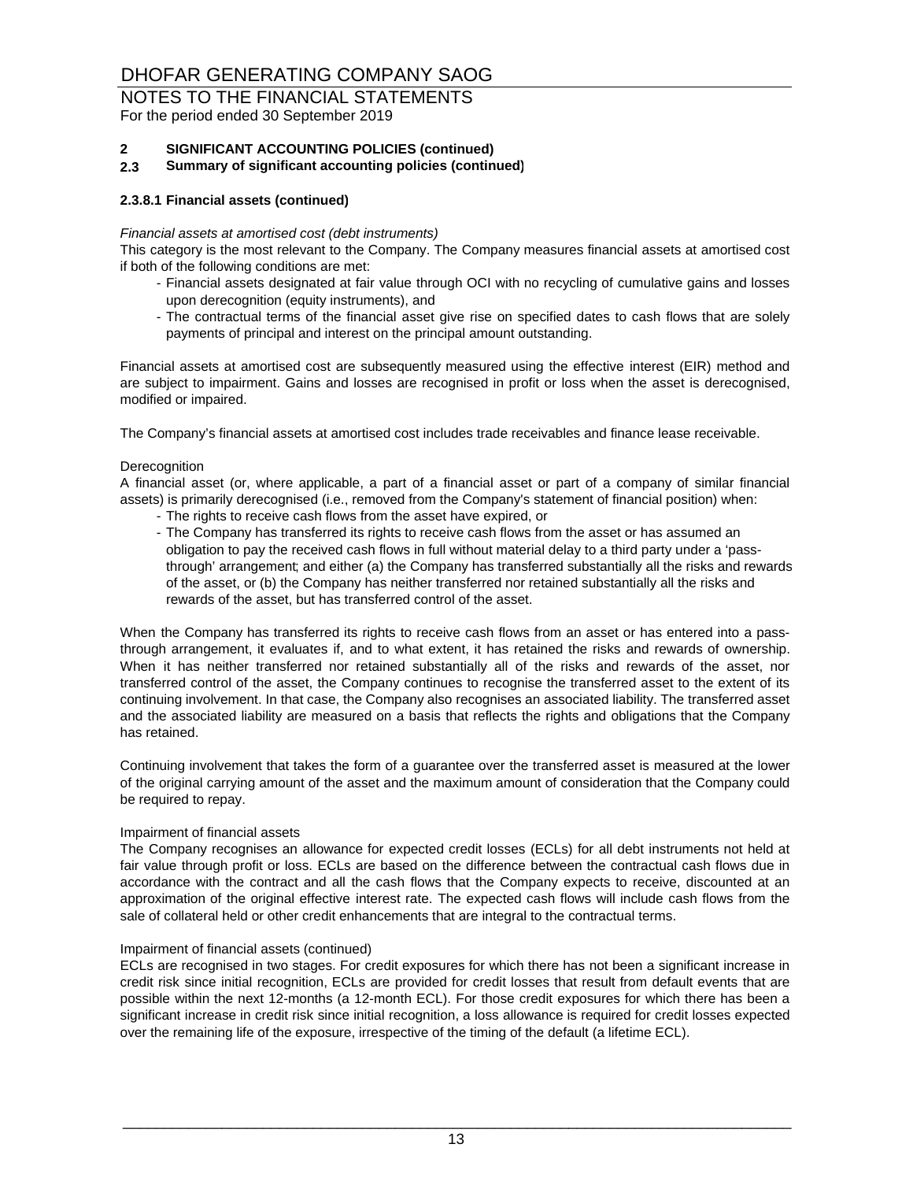# DHOFAR GENERATING COMPANY SAOG

NOTES TO THE FINANCIAL STATEMENTS

For the period ended 30 September 2019

**2 SIGNIFICANT ACCOUNTING POLICIES (continued)**

**2.3 Summary of significant accounting policies (continued)**

**2.3.8.1 Financial assets (continued)**

*Financial assets at amortised cost (debt instruments)*

This category is the most relevant to the Company. The Company measures financial assets at amortised cost if both of the following conditions are met:

- Financial assets designated at fair value through OCI with no recycling of cumulative gains and losses upon derecognition (equity instruments), and
- The contractual terms of the financial asset give rise on specified dates to cash flows that are solely payments of principal and interest on the principal amount outstanding.

Financial assets at amortised cost are subsequently measured using the effective interest (EIR) method and are subject to impairment. Gains and losses are recognised in profit or loss when the asset is derecognised, modified or impaired.

The Company's financial assets at amortised cost includes trade receivables and finance lease receivable.

Derecognition

A financial asset (or, where applicable, a part of a financial asset or part of a company of similar financial assets) is primarily derecognised (i.e., removed from the Company's statement of financial position) when:

- The rights to receive cash flows from the asset have expired, or
- The Company has transferred its rights to receive cash flows from the asset or has assumed an obligation to pay the received cash flows in full without material delay to a third party under a 'pass-through' arrangement; and either (a) the Company has transferred substantially all the risks and rewards of the asset, or (b) the Company has neither transferred nor retained substantially all the risks and rewards of the asset, but has transferred control of the asset.

When the Company has transferred its rights to receive cash flows from an asset or has entered into a pass-through arrangement, it evaluates if, and to what extent, it has retained the risks and rewards of ownership. When it has neither transferred nor retained substantially all of the risks and rewards of the asset, nor transferred control of the asset, the Company continues to recognise the transferred asset to the extent of its continuing involvement. In that case, the Company also recognises an associated liability. The transferred asset and the associated liability are measured on a basis that reflects the rights and obligations that the Company has retained.

Continuing involvement that takes the form of a guarantee over the transferred asset is measured at the lower of the original carrying amount of the asset and the maximum amount of consideration that the Company could be required to repay.

Impairment of financial assets

The Company recognises an allowance for expected credit losses (ECLs) for all debt instruments not held at fair value through profit or loss. ECLs are based on the difference between the contractual cash flows due in accordance with the contract and all the cash flows that the Company expects to receive, discounted at an approximation of the original effective interest rate. The expected cash flows will include cash flows from the sale of collateral held or other credit enhancements that are integral to the contractual terms.

Impairment of financial assets (continued)

ECLs are recognised in two stages. For credit exposures for which there has not been a significant increase in credit risk since initial recognition, ECLs are provided for credit losses that result from default events that are possible within the next 12-months (a 12-month ECL). For those credit exposures for which there has been a significant increase in credit risk since initial recognition, a loss allowance is required for credit losses expected over the remaining life of the exposure, irrespective of the timing of the default (a lifetime ECL).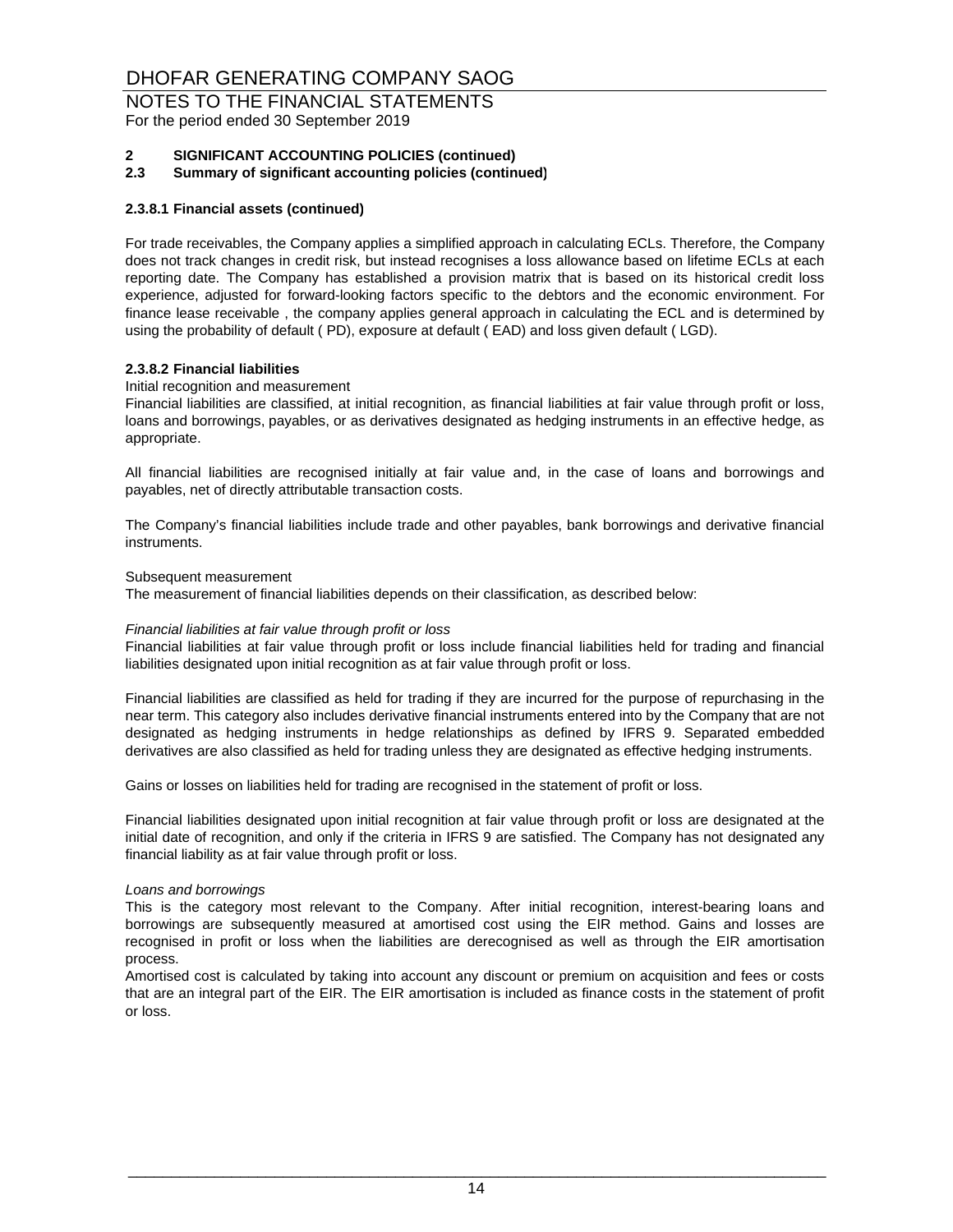## 2 SIGNIFICANT ACCOUNTING POLICIES (continued)
### 2.3 Summary of significant accounting policies (continued)

**2.3.8.1 Financial assets (continued)**

For trade receivables, the Company applies a simplified approach in calculating ECLs. Therefore, the Company does not track changes in credit risk, but instead recognises a loss allowance based on lifetime ECLs at each reporting date. The Company has established a provision matrix that is based on its historical credit loss experience, adjusted for forward-looking factors specific to the debtors and the economic environment. For finance lease receivable , the company applies general approach in calculating the ECL and is determined by using the probability of default ( PD), exposure at default ( EAD) and loss given default ( LGD).

**2.3.8.2 Financial liabilities**

Initial recognition and measurement

Financial liabilities are classified, at initial recognition, as financial liabilities at fair value through profit or loss, loans and borrowings, payables, or as derivatives designated as hedging instruments in an effective hedge, as appropriate.

All financial liabilities are recognised initially at fair value and, in the case of loans and borrowings and payables, net of directly attributable transaction costs.

The Company's financial liabilities include trade and other payables, bank borrowings and derivative financial instruments.

Subsequent measurement

The measurement of financial liabilities depends on their classification, as described below:

*Financial liabilities at fair value through profit or loss*

Financial liabilities at fair value through profit or loss include financial liabilities held for trading and financial liabilities designated upon initial recognition as at fair value through profit or loss.

Financial liabilities are classified as held for trading if they are incurred for the purpose of repurchasing in the near term. This category also includes derivative financial instruments entered into by the Company that are not designated as hedging instruments in hedge relationships as defined by IFRS 9. Separated embedded derivatives are also classified as held for trading unless they are designated as effective hedging instruments.

Gains or losses on liabilities held for trading are recognised in the statement of profit or loss.

Financial liabilities designated upon initial recognition at fair value through profit or loss are designated at the initial date of recognition, and only if the criteria in IFRS 9 are satisfied. The Company has not designated any financial liability as at fair value through profit or loss.

*Loans and borrowings*

This is the category most relevant to the Company. After initial recognition, interest-bearing loans and borrowings are subsequently measured at amortised cost using the EIR method. Gains and losses are recognised in profit or loss when the liabilities are derecognised as well as through the EIR amortisation process.

Amortised cost is calculated by taking into account any discount or premium on acquisition and fees or costs that are an integral part of the EIR. The EIR amortisation is included as finance costs in the statement of profit or loss.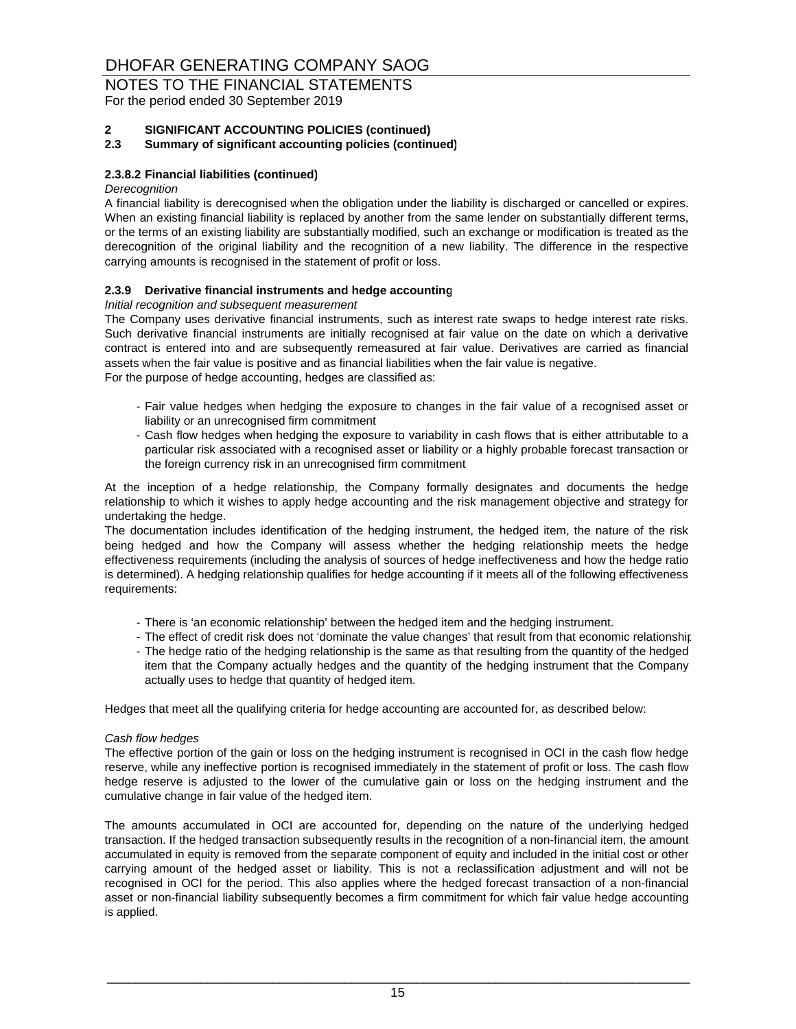# DHOFAR GENERATING COMPANY SAOG

## NOTES TO THE FINANCIAL STATEMENTS

For the period ended 30 September 2019

**2 SIGNIFICANT ACCOUNTING POLICIES (continued)**

**2.3 Summary of significant accounting policies (continued)**

**2.3.8.2 Financial liabilities (continued)**

*Derecognition*

A financial liability is derecognised when the obligation under the liability is discharged or cancelled or expires. When an existing financial liability is replaced by another from the same lender on substantially different terms, or the terms of an existing liability are substantially modified, such an exchange or modification is treated as the derecognition of the original liability and the recognition of a new liability. The difference in the respective carrying amounts is recognised in the statement of profit or loss.

**2.3.9 Derivative financial instruments and hedge accounting**

*Initial recognition and subsequent measurement*

The Company uses derivative financial instruments, such as interest rate swaps to hedge interest rate risks. Such derivative financial instruments are initially recognised at fair value on the date on which a derivative contract is entered into and are subsequently remeasured at fair value. Derivatives are carried as financial assets when the fair value is positive and as financial liabilities when the fair value is negative.

For the purpose of hedge accounting, hedges are classified as:

- Fair value hedges when hedging the exposure to changes in the fair value of a recognised asset or liability or an unrecognised firm commitment
- Cash flow hedges when hedging the exposure to variability in cash flows that is either attributable to a particular risk associated with a recognised asset or liability or a highly probable forecast transaction or the foreign currency risk in an unrecognised firm commitment

At the inception of a hedge relationship, the Company formally designates and documents the hedge relationship to which it wishes to apply hedge accounting and the risk management objective and strategy for undertaking the hedge.

The documentation includes identification of the hedging instrument, the hedged item, the nature of the risk being hedged and how the Company will assess whether the hedging relationship meets the hedge effectiveness requirements (including the analysis of sources of hedge ineffectiveness and how the hedge ratio is determined). A hedging relationship qualifies for hedge accounting if it meets all of the following effectiveness requirements:

- There is 'an economic relationship' between the hedged item and the hedging instrument.
- The effect of credit risk does not 'dominate the value changes' that result from that economic relationship
- The hedge ratio of the hedging relationship is the same as that resulting from the quantity of the hedged item that the Company actually hedges and the quantity of the hedging instrument that the Company actually uses to hedge that quantity of hedged item.

Hedges that meet all the qualifying criteria for hedge accounting are accounted for, as described below:

*Cash flow hedges*

The effective portion of the gain or loss on the hedging instrument is recognised in OCI in the cash flow hedge reserve, while any ineffective portion is recognised immediately in the statement of profit or loss. The cash flow hedge reserve is adjusted to the lower of the cumulative gain or loss on the hedging instrument and the cumulative change in fair value of the hedged item.

The amounts accumulated in OCI are accounted for, depending on the nature of the underlying hedged transaction. If the hedged transaction subsequently results in the recognition of a non-financial item, the amount accumulated in equity is removed from the separate component of equity and included in the initial cost or other carrying amount of the hedged asset or liability. This is not a reclassification adjustment and will not be recognised in OCI for the period. This also applies where the hedged forecast transaction of a non-financial asset or non-financial liability subsequently becomes a firm commitment for which fair value hedge accounting is applied.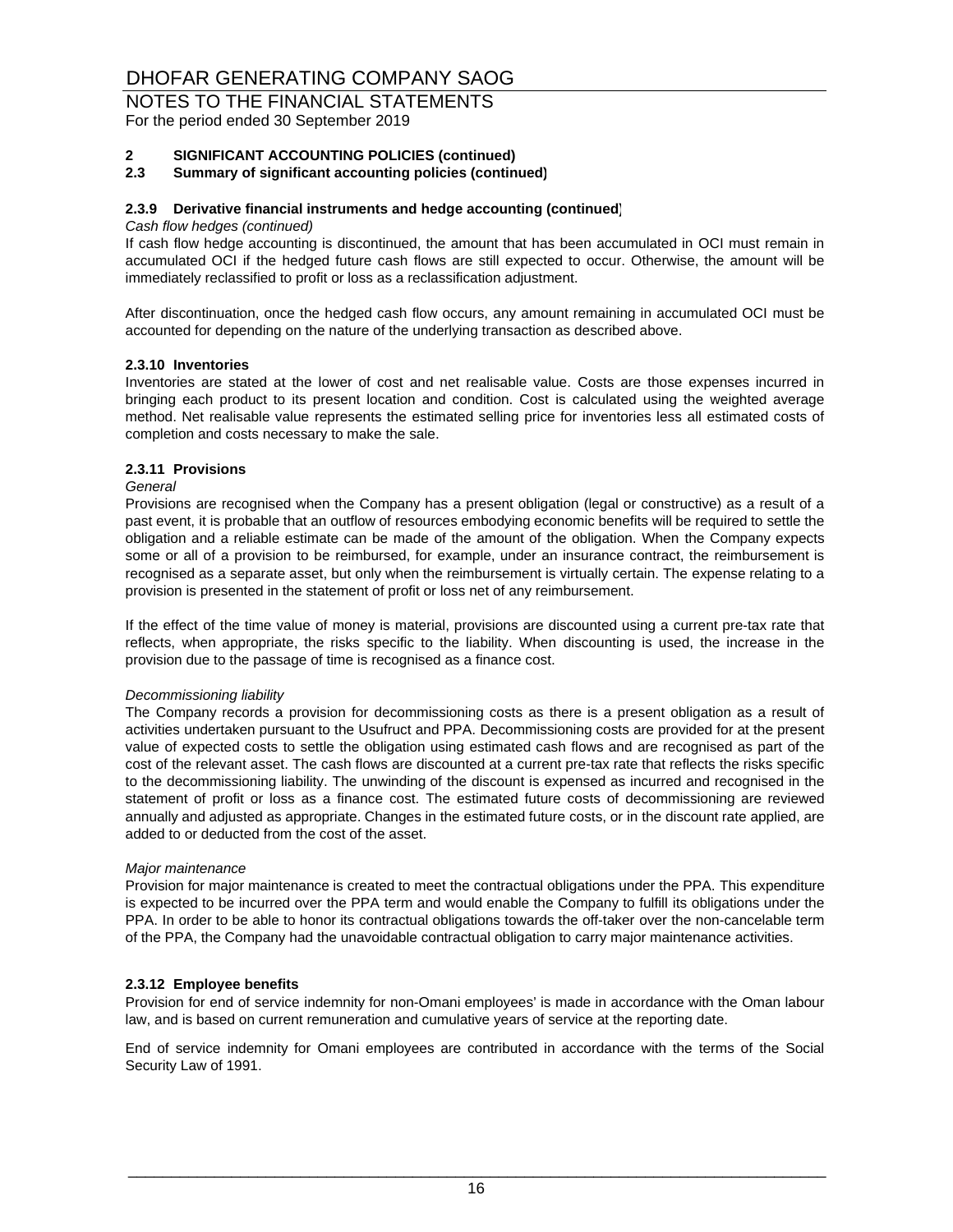## 2 SIGNIFICANT ACCOUNTING POLICIES (continued)

### 2.3 Summary of significant accounting policies (continued)

#### 2.3.9 Derivative financial instruments and hedge accounting (continued)

*Cash flow hedges (continued)*

If cash flow hedge accounting is discontinued, the amount that has been accumulated in OCI must remain in accumulated OCI if the hedged future cash flows are still expected to occur. Otherwise, the amount will be immediately reclassified to profit or loss as a reclassification adjustment.

After discontinuation, once the hedged cash flow occurs, any amount remaining in accumulated OCI must be accounted for depending on the nature of the underlying transaction as described above.

#### 2.3.10 Inventories

Inventories are stated at the lower of cost and net realisable value. Costs are those expenses incurred in bringing each product to its present location and condition. Cost is calculated using the weighted average method. Net realisable value represents the estimated selling price for inventories less all estimated costs of completion and costs necessary to make the sale.

#### 2.3.11 Provisions

*General*

Provisions are recognised when the Company has a present obligation (legal or constructive) as a result of a past event, it is probable that an outflow of resources embodying economic benefits will be required to settle the obligation and a reliable estimate can be made of the amount of the obligation. When the Company expects some or all of a provision to be reimbursed, for example, under an insurance contract, the reimbursement is recognised as a separate asset, but only when the reimbursement is virtually certain. The expense relating to a provision is presented in the statement of profit or loss net of any reimbursement.

If the effect of the time value of money is material, provisions are discounted using a current pre-tax rate that reflects, when appropriate, the risks specific to the liability. When discounting is used, the increase in the provision due to the passage of time is recognised as a finance cost.

*Decommissioning liability*

The Company records a provision for decommissioning costs as there is a present obligation as a result of activities undertaken pursuant to the Usufruct and PPA. Decommissioning costs are provided for at the present value of expected costs to settle the obligation using estimated cash flows and are recognised as part of the cost of the relevant asset. The cash flows are discounted at a current pre-tax rate that reflects the risks specific to the decommissioning liability. The unwinding of the discount is expensed as incurred and recognised in the statement of profit or loss as a finance cost. The estimated future costs of decommissioning are reviewed annually and adjusted as appropriate. Changes in the estimated future costs, or in the discount rate applied, are added to or deducted from the cost of the asset.

*Major maintenance*

Provision for major maintenance is created to meet the contractual obligations under the PPA. This expenditure is expected to be incurred over the PPA term and would enable the Company to fulfill its obligations under the PPA. In order to be able to honor its contractual obligations towards the off-taker over the non-cancelable term of the PPA, the Company had the unavoidable contractual obligation to carry major maintenance activities.

#### 2.3.12 Employee benefits

Provision for end of service indemnity for non-Omani employees' is made in accordance with the Oman labour law, and is based on current remuneration and cumulative years of service at the reporting date.

End of service indemnity for Omani employees are contributed in accordance with the terms of the Social Security Law of 1991.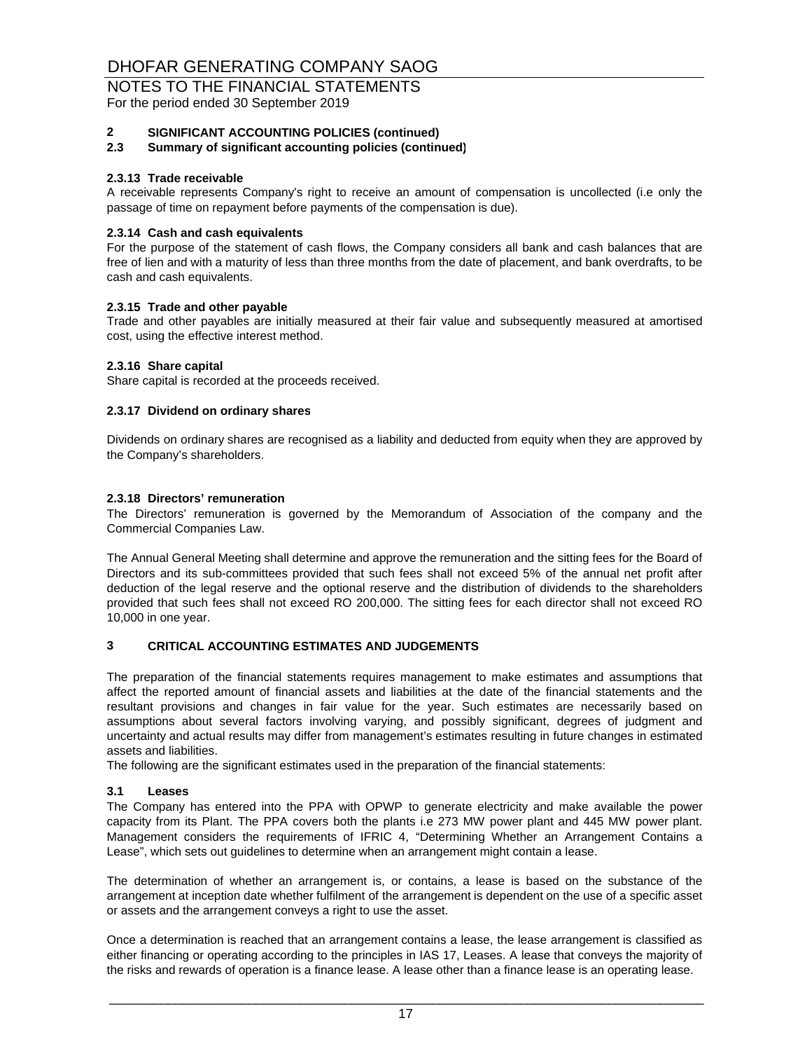## 2 SIGNIFICANT ACCOUNTING POLICIES (continued)

### 2.3 Summary of significant accounting policies (continued)

#### 2.3.13 Trade receivable

A receivable represents Company's right to receive an amount of compensation is uncollected (i.e only the passage of time on repayment before payments of the compensation is due).

#### 2.3.14 Cash and cash equivalents

For the purpose of the statement of cash flows, the Company considers all bank and cash balances that are free of lien and with a maturity of less than three months from the date of placement, and bank overdrafts, to be cash and cash equivalents.

#### 2.3.15 Trade and other payable

Trade and other payables are initially measured at their fair value and subsequently measured at amortised cost, using the effective interest method.

#### 2.3.16 Share capital

Share capital is recorded at the proceeds received.

#### 2.3.17 Dividend on ordinary shares

Dividends on ordinary shares are recognised as a liability and deducted from equity when they are approved by the Company's shareholders.

#### 2.3.18 Directors' remuneration

The Directors' remuneration is governed by the Memorandum of Association of the company and the Commercial Companies Law.

The Annual General Meeting shall determine and approve the remuneration and the sitting fees for the Board of Directors and its sub-committees provided that such fees shall not exceed 5% of the annual net profit after deduction of the legal reserve and the optional reserve and the distribution of dividends to the shareholders provided that such fees shall not exceed RO 200,000. The sitting fees for each director shall not exceed RO 10,000 in one year.

## 3 CRITICAL ACCOUNTING ESTIMATES AND JUDGEMENTS

The preparation of the financial statements requires management to make estimates and assumptions that affect the reported amount of financial assets and liabilities at the date of the financial statements and the resultant provisions and changes in fair value for the year. Such estimates are necessarily based on assumptions about several factors involving varying, and possibly significant, degrees of judgment and uncertainty and actual results may differ from management's estimates resulting in future changes in estimated assets and liabilities.

The following are the significant estimates used in the preparation of the financial statements:

### 3.1 Leases

The Company has entered into the PPA with OPWP to generate electricity and make available the power capacity from its Plant. The PPA covers both the plants i.e 273 MW power plant and 445 MW power plant. Management considers the requirements of IFRIC 4, "Determining Whether an Arrangement Contains a Lease", which sets out guidelines to determine when an arrangement might contain a lease.

The determination of whether an arrangement is, or contains, a lease is based on the substance of the arrangement at inception date whether fulfilment of the arrangement is dependent on the use of a specific asset or assets and the arrangement conveys a right to use the asset.

Once a determination is reached that an arrangement contains a lease, the lease arrangement is classified as either financing or operating according to the principles in IAS 17, Leases. A lease that conveys the majority of the risks and rewards of operation is a finance lease. A lease other than a finance lease is an operating lease.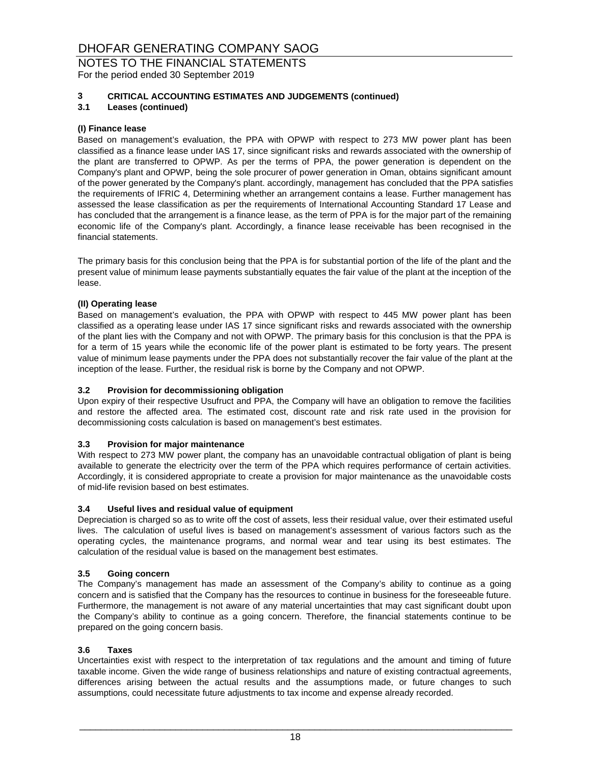# 3 CRITICAL ACCOUNTING ESTIMATES AND JUDGEMENTS (continued)

## 3.1 Leases (continued)

**(I) Finance lease**

Based on management's evaluation, the PPA with OPWP with respect to 273 MW power plant has been classified as a finance lease under IAS 17, since significant risks and rewards associated with the ownership of the plant are transferred to OPWP. As per the terms of PPA, the power generation is dependent on the Company's plant and OPWP, being the sole procurer of power generation in Oman, obtains significant amount of the power generated by the Company's plant. accordingly, management has concluded that the PPA satisfies the requirements of IFRIC 4, Determining whether an arrangement contains a lease. Further management has assessed the lease classification as per the requirements of International Accounting Standard 17 Lease and has concluded that the arrangement is a finance lease, as the term of PPA is for the major part of the remaining economic life of the Company's plant. Accordingly, a finance lease receivable has been recognised in the financial statements.

The primary basis for this conclusion being that the PPA is for substantial portion of the life of the plant and the present value of minimum lease payments substantially equates the fair value of the plant at the inception of the lease.

**(II) Operating lease**

Based on management's evaluation, the PPA with OPWP with respect to 445 MW power plant has been classified as a operating lease under IAS 17 since significant risks and rewards associated with the ownership of the plant lies with the Company and not with OPWP. The primary basis for this conclusion is that the PPA is for a term of 15 years while the economic life of the power plant is estimated to be forty years. The present value of minimum lease payments under the PPA does not substantially recover the fair value of the plant at the inception of the lease. Further, the residual risk is borne by the Company and not OPWP.

## 3.2 Provision for decommissioning obligation

Upon expiry of their respective Usufruct and PPA, the Company will have an obligation to remove the facilities and restore the affected area. The estimated cost, discount rate and risk rate used in the provision for decommissioning costs calculation is based on management's best estimates.

## 3.3 Provision for major maintenance

With respect to 273 MW power plant, the company has an unavoidable contractual obligation of plant is being available to generate the electricity over the term of the PPA which requires performance of certain activities. Accordingly, it is considered appropriate to create a provision for major maintenance as the unavoidable costs of mid-life revision based on best estimates.

## 3.4 Useful lives and residual value of equipment

Depreciation is charged so as to write off the cost of assets, less their residual value, over their estimated useful lives. The calculation of useful lives is based on management's assessment of various factors such as the operating cycles, the maintenance programs, and normal wear and tear using its best estimates. The calculation of the residual value is based on the management best estimates.

## 3.5 Going concern

The Company's management has made an assessment of the Company's ability to continue as a going concern and is satisfied that the Company has the resources to continue in business for the foreseeable future. Furthermore, the management is not aware of any material uncertainties that may cast significant doubt upon the Company's ability to continue as a going concern. Therefore, the financial statements continue to be prepared on the going concern basis.

## 3.6 Taxes

Uncertainties exist with respect to the interpretation of tax regulations and the amount and timing of future taxable income. Given the wide range of business relationships and nature of existing contractual agreements, differences arising between the actual results and the assumptions made, or future changes to such assumptions, could necessitate future adjustments to tax income and expense already recorded.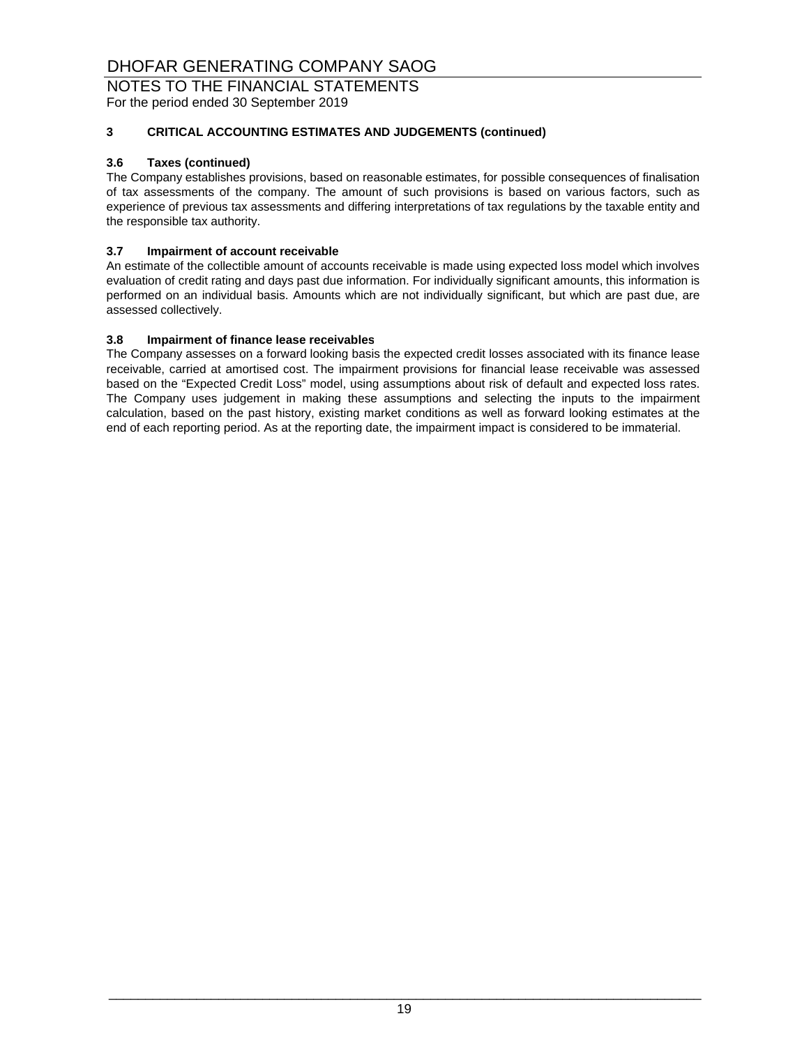# DHOFAR GENERATING COMPANY SAOG

## NOTES TO THE FINANCIAL STATEMENTS

For the period ended 30 September 2019

### 3 CRITICAL ACCOUNTING ESTIMATES AND JUDGEMENTS (continued)

#### 3.6 Taxes (continued)

The Company establishes provisions, based on reasonable estimates, for possible consequences of finalisation of tax assessments of the company. The amount of such provisions is based on various factors, such as experience of previous tax assessments and differing interpretations of tax regulations by the taxable entity and the responsible tax authority.

#### 3.7 Impairment of account receivable

An estimate of the collectible amount of accounts receivable is made using expected loss model which involves evaluation of credit rating and days past due information. For individually significant amounts, this information is performed on an individual basis. Amounts which are not individually significant, but which are past due, are assessed collectively.

#### 3.8 Impairment of finance lease receivables

The Company assesses on a forward looking basis the expected credit losses associated with its finance lease receivable, carried at amortised cost. The impairment provisions for financial lease receivable was assessed based on the "Expected Credit Loss" model, using assumptions about risk of default and expected loss rates. The Company uses judgement in making these assumptions and selecting the inputs to the impairment calculation, based on the past history, existing market conditions as well as forward looking estimates at the end of each reporting period. As at the reporting date, the impairment impact is considered to be immaterial.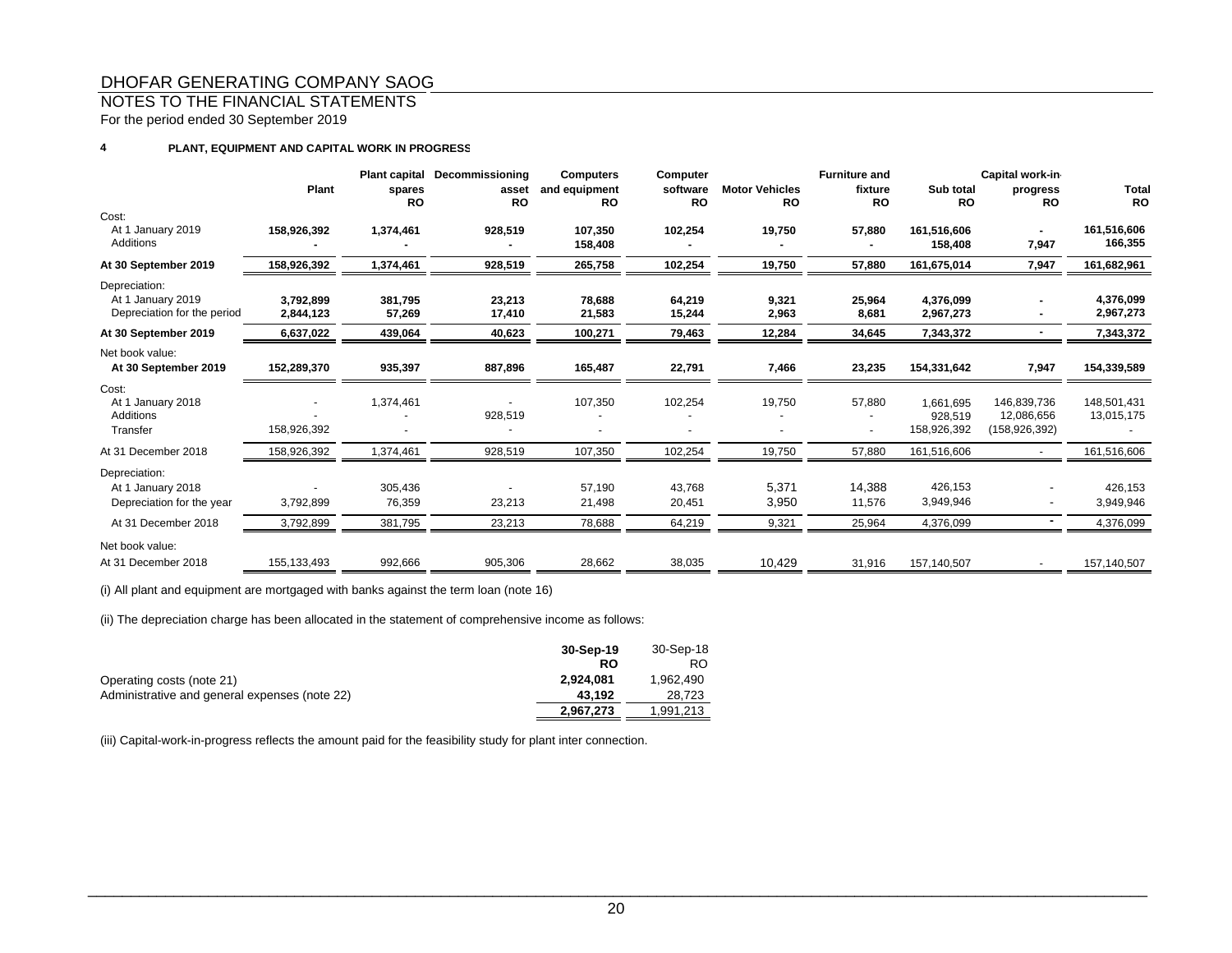DHOFAR GENERATING COMPANY SAOG

NOTES TO THE FINANCIAL STATEMENTS

For the period ended 30 September 2019

**4 PLANT, EQUIPMENT AND CAPITAL WORK IN PROGRESS**

| | Plant | Plant capital spares RO | Decommissioning asset RO | Computers and equipment RO | Computer software RO | Motor Vehicles RO | Furniture and fixture RO | Sub total RO | Capital work-in-progress RO | Total RO |
|---|---|---|---|---|---|---|---|---|---|---|
| Cost: | | | | | | | | | | |
| At 1 January 2019 | **158,926,392** | **1,374,461** | **928,519** | **107,350** | **102,254** | **19,750** | **57,880** | **161,516,606** | **-** | **161,516,606** |
| Additions | **-** | **-** | **-** | **158,408** | **-** | **-** | **-** | **158,408** | **7,947** | **166,355** |
| **At 30 September 2019** | **158,926,392** | **1,374,461** | **928,519** | **265,758** | **102,254** | **19,750** | **57,880** | **161,675,014** | **7,947** | **161,682,961** |
| Depreciation: | | | | | | | | | | |
| At 1 January 2019 | **3,792,899** | **381,795** | **23,213** | **78,688** | **64,219** | **9,321** | **25,964** | **4,376,099** | **-** | **4,376,099** |
| Depreciation for the period | **2,844,123** | **57,269** | **17,410** | **21,583** | **15,244** | **2,963** | **8,681** | **2,967,273** | **-** | **2,967,273** |
| **At 30 September 2019** | **6,637,022** | **439,064** | **40,623** | **100,271** | **79,463** | **12,284** | **34,645** | **7,343,372** | **-** | **7,343,372** |
| Net book value: | | | | | | | | | | |
| **At 30 September 2019** | **152,289,370** | **935,397** | **887,896** | **165,487** | **22,791** | **7,466** | **23,235** | **154,331,642** | **7,947** | **154,339,589** |
| Cost: | | | | | | | | | | |
| At 1 January 2018 | - | 1,374,461 | - | 107,350 | 102,254 | 19,750 | 57,880 | 1,661,695 | 146,839,736 | 148,501,431 |
| Additions | - | - | 928,519 | - | - | - | - | 928,519 | 12,086,656 | 13,015,175 |
| Transfer | 158,926,392 | - | - | - | - | - | - | 158,926,392 | (158,926,392) | - |
| At 31 December 2018 | 158,926,392 | 1,374,461 | 928,519 | 107,350 | 102,254 | 19,750 | 57,880 | 161,516,606 | - | 161,516,606 |
| Depreciation: | | | | | | | | | | |
| At 1 January 2018 | - | 305,436 | - | 57,190 | 43,768 | 5,371 | 14,388 | 426,153 | - | 426,153 |
| Depreciation for the year | 3,792,899 | 76,359 | 23,213 | 21,498 | 20,451 | 3,950 | 11,576 | 3,949,946 | - | 3,949,946 |
| At 31 December 2018 | 3,792,899 | 381,795 | 23,213 | 78,688 | 64,219 | 9,321 | 25,964 | 4,376,099 | - | 4,376,099 |
| Net book value: | | | | | | | | | | |
| At 31 December 2018 | 155,133,493 | 992,666 | 905,306 | 28,662 | 38,035 | 10,429 | 31,916 | 157,140,507 | - | 157,140,507 |

(i) All plant and equipment are mortgaged with banks against the term loan (note 16)

(ii) The depreciation charge has been allocated in the statement of comprehensive income as follows:

| | 30-Sep-19 RO | 30-Sep-18 RO |
|---|---|---|
| Operating costs (note 21) | **2,924,081** | 1,962,490 |
| Administrative and general expenses (note 22) | **43,192** | 28,723 |
| | **2,967,273** | 1,991,213 |

(iii) Capital-work-in-progress reflects the amount paid for the feasibility study for plant inter connection.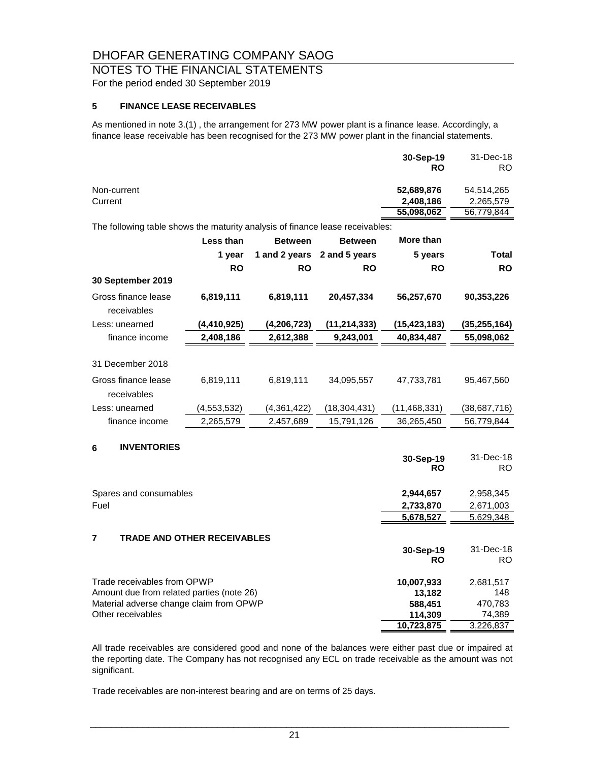# DHOFAR GENERATING COMPANY SAOG

## NOTES TO THE FINANCIAL STATEMENTS

For the period ended 30 September 2019

### 5 FINANCE LEASE RECEIVABLES

As mentioned in note 3.(1) , the arrangement for 273 MW power plant is a finance lease. Accordingly, a finance lease receivable has been recognised for the 273 MW power plant in the financial statements.

| | **30-Sep-19 RO** | 31-Dec-18 RO |
|---|---|---|
| Non-current | **52,689,876** | 54,514,265 |
| Current | **2,408,186** | 2,265,579 |
| | **55,098,062** | 56,779,844 |

The following table shows the maturity analysis of finance lease receivables:

| | **Less than 1 year RO** | **Between 1 and 2 years RO** | **Between 2 and 5 years RO** | **More than 5 years RO** | **Total RO** |
|---|---|---|---|---|---|
| **30 September 2019** | | | | | |
| Gross finance lease receivables | **6,819,111** | **6,819,111** | **20,457,334** | **56,257,670** | **90,353,226** |
| Less: unearned finance income | **(4,410,925)** | **(4,206,723)** | **(11,214,333)** | **(15,423,183)** | **(35,255,164)** |
| | **2,408,186** | **2,612,388** | **9,243,001** | **40,834,487** | **55,098,062** |
| 31 December 2018 | | | | | |
| Gross finance lease receivables | 6,819,111 | 6,819,111 | 34,095,557 | 47,733,781 | 95,467,560 |
| Less: unearned finance income | (4,553,532) | (4,361,422) | (18,304,431) | (11,468,331) | (38,687,716) |
| | 2,265,579 | 2,457,689 | 15,791,126 | 36,265,450 | 56,779,844 |

### 6 INVENTORIES

| | **30-Sep-19 RO** | 31-Dec-18 RO |
|---|---|---|
| Spares and consumables | **2,944,657** | 2,958,345 |
| Fuel | **2,733,870** | 2,671,003 |
| | **5,678,527** | 5,629,348 |

### 7 TRADE AND OTHER RECEIVABLES

| | **30-Sep-19 RO** | 31-Dec-18 RO |
|---|---|---|
| Trade receivables from OPWP | **10,007,933** | 2,681,517 |
| Amount due from related parties (note 26) | **13,182** | 148 |
| Material adverse change claim from OPWP | **588,451** | 470,783 |
| Other receivables | **114,309** | 74,389 |
| | **10,723,875** | 3,226,837 |

All trade receivables are considered good and none of the balances were either past due or impaired at the reporting date. The Company has not recognised any ECL on trade receivable as the amount was not significant.

Trade receivables are non-interest bearing and are on terms of 25 days.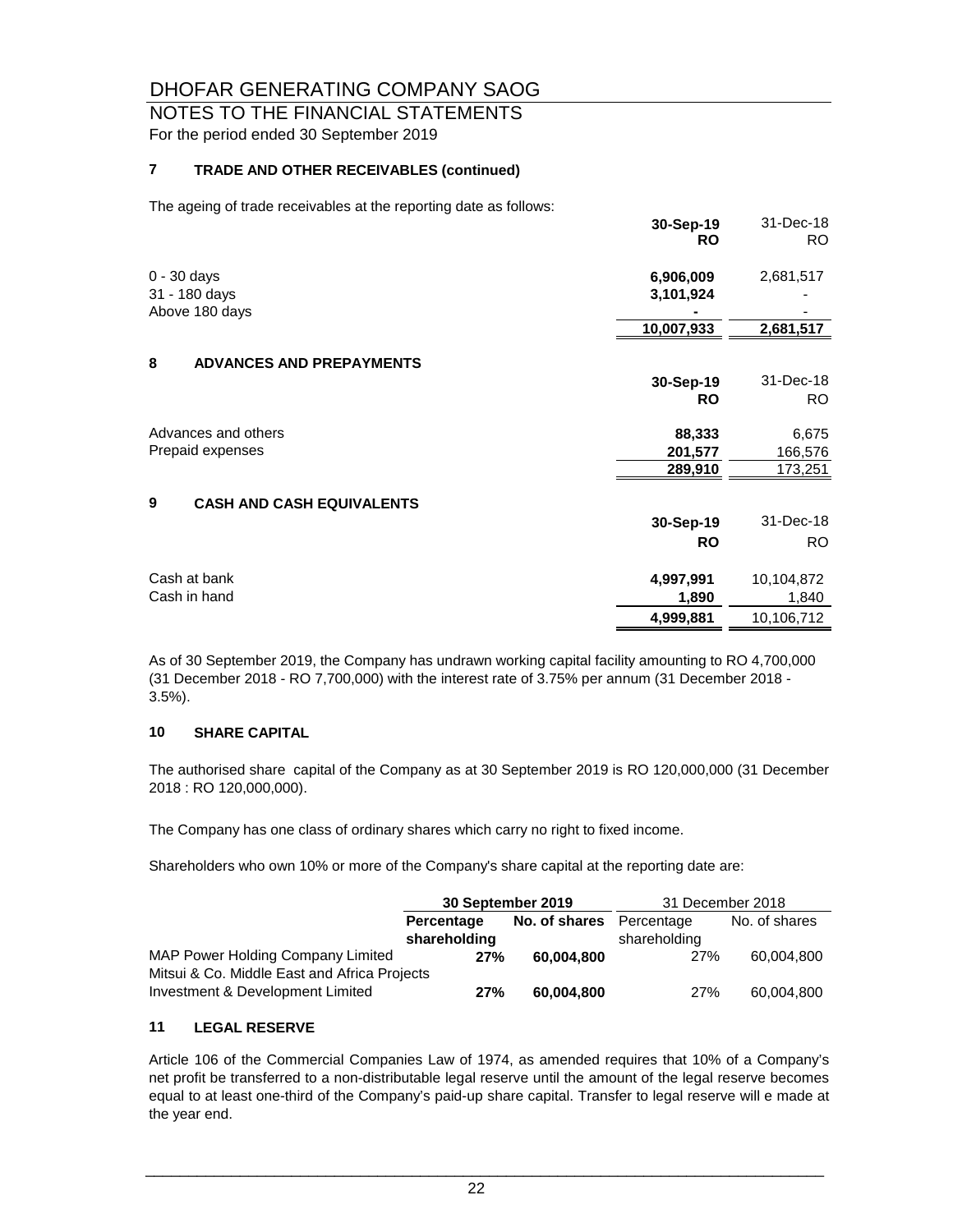# DHOFAR GENERATING COMPANY SAOG

## NOTES TO THE FINANCIAL STATEMENTS

For the period ended 30 September 2019

### 7 TRADE AND OTHER RECEIVABLES (continued)

The ageing of trade receivables at the reporting date as follows:

| | 30-Sep-19 RO | 31-Dec-18 RO |
|---|---|---|
| 0 - 30 days | 6,906,009 | 2,681,517 |
| 31 - 180 days | 3,101,924 | - |
| Above 180 days | - | - |
| | 10,007,933 | 2,681,517 |

### 8 ADVANCES AND PREPAYMENTS

| | 30-Sep-19 RO | 31-Dec-18 RO |
|---|---|---|
| Advances and others | 88,333 | 6,675 |
| Prepaid expenses | 201,577 | 166,576 |
| | 289,910 | 173,251 |

### 9 CASH AND CASH EQUIVALENTS

| | 30-Sep-19 RO | 31-Dec-18 RO |
|---|---|---|
| Cash at bank | 4,997,991 | 10,104,872 |
| Cash in hand | 1,890 | 1,840 |
| | 4,999,881 | 10,106,712 |

As of 30 September 2019, the Company has undrawn working capital facility amounting to RO 4,700,000 (31 December 2018 - RO 7,700,000) with the interest rate of 3.75% per annum (31 December 2018 - 3.5%).

### 10 SHARE CAPITAL

The authorised share capital of the Company as at 30 September 2019 is RO 120,000,000 (31 December 2018 : RO 120,000,000).

The Company has one class of ordinary shares which carry no right to fixed income.

Shareholders who own 10% or more of the Company's share capital at the reporting date are:

| | 30 September 2019 | | 31 December 2018 | |
|---|---|---|---|---|
| | Percentage shareholding | No. of shares | Percentage shareholding | No. of shares |
| MAP Power Holding Company Limited | 27% | 60,004,800 | 27% | 60,004,800 |
| Mitsui & Co. Middle East and Africa Projects Investment & Development Limited | 27% | 60,004,800 | 27% | 60,004,800 |

### 11 LEGAL RESERVE

Article 106 of the Commercial Companies Law of 1974, as amended requires that 10% of a Company's net profit be transferred to a non-distributable legal reserve until the amount of the legal reserve becomes equal to at least one-third of the Company's paid-up share capital. Transfer to legal reserve will e made at the year end.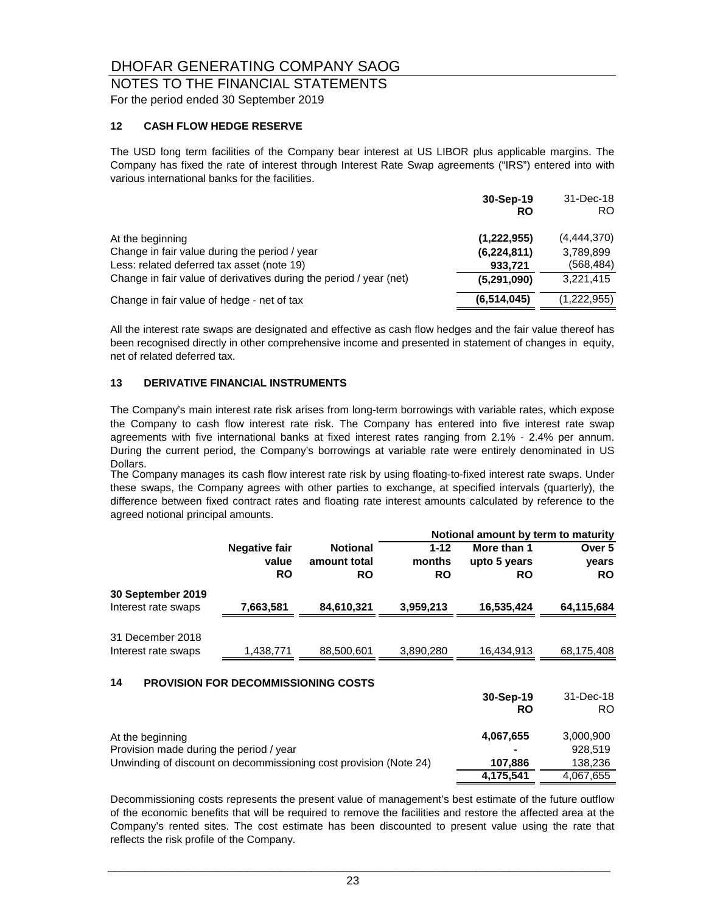# DHOFAR GENERATING COMPANY SAOG

## NOTES TO THE FINANCIAL STATEMENTS

For the period ended 30 September 2019

### 12 CASH FLOW HEDGE RESERVE

The USD long term facilities of the Company bear interest at US LIBOR plus applicable margins. The Company has fixed the rate of interest through Interest Rate Swap agreements ("IRS") entered into with various international banks for the facilities.

| | **30-Sep-19 RO** | 31-Dec-18 RO |
|---|---|---|
| At the beginning | **(1,222,955)** | (4,444,370) |
| Change in fair value during the period / year | **(6,224,811)** | 3,789,899 |
| Less: related deferred tax asset (note 19) | **933,721** | (568,484) |
| Change in fair value of derivatives during the period / year (net) | **(5,291,090)** | 3,221,415 |
| Change in fair value of hedge - net of tax | **(6,514,045)** | (1,222,955) |

All the interest rate swaps are designated and effective as cash flow hedges and the fair value thereof has been recognised directly in other comprehensive income and presented in statement of changes in equity, net of related deferred tax.

### 13 DERIVATIVE FINANCIAL INSTRUMENTS

The Company's main interest rate risk arises from long-term borrowings with variable rates, which expose the Company to cash flow interest rate risk. The Company has entered into five interest rate swap agreements with five international banks at fixed interest rates ranging from 2.1% - 2.4% per annum. During the current period, the Company's borrowings at variable rate were entirely denominated in US Dollars.

The Company manages its cash flow interest rate risk by using floating-to-fixed interest rate swaps. Under these swaps, the Company agrees with other parties to exchange, at specified intervals (quarterly), the difference between fixed contract rates and floating rate interest amounts calculated by reference to the agreed notional principal amounts.

| | | | **Notional amount by term to maturity** | | |
|---|---|---|---|---|---|
| | **Negative fair value RO** | **Notional amount total RO** | **1-12 months RO** | **More than 1 upto 5 years RO** | **Over 5 years RO** |
| **30 September 2019** | | | | | |
| Interest rate swaps | **7,663,581** | **84,610,321** | **3,959,213** | **16,535,424** | **64,115,684** |
| 31 December 2018 | | | | | |
| Interest rate swaps | 1,438,771 | 88,500,601 | 3,890,280 | 16,434,913 | 68,175,408 |

### 14 PROVISION FOR DECOMMISSIONING COSTS

| | **30-Sep-19 RO** | 31-Dec-18 RO |
|---|---|---|
| At the beginning | **4,067,655** | 3,000,900 |
| Provision made during the period / year | **-** | 928,519 |
| Unwinding of discount on decommissioning cost provision (Note 24) | **107,886** | 138,236 |
| | **4,175,541** | 4,067,655 |

Decommissioning costs represents the present value of management's best estimate of the future outflow of the economic benefits that will be required to remove the facilities and restore the affected area at the Company's rented sites. The cost estimate has been discounted to present value using the rate that reflects the risk profile of the Company.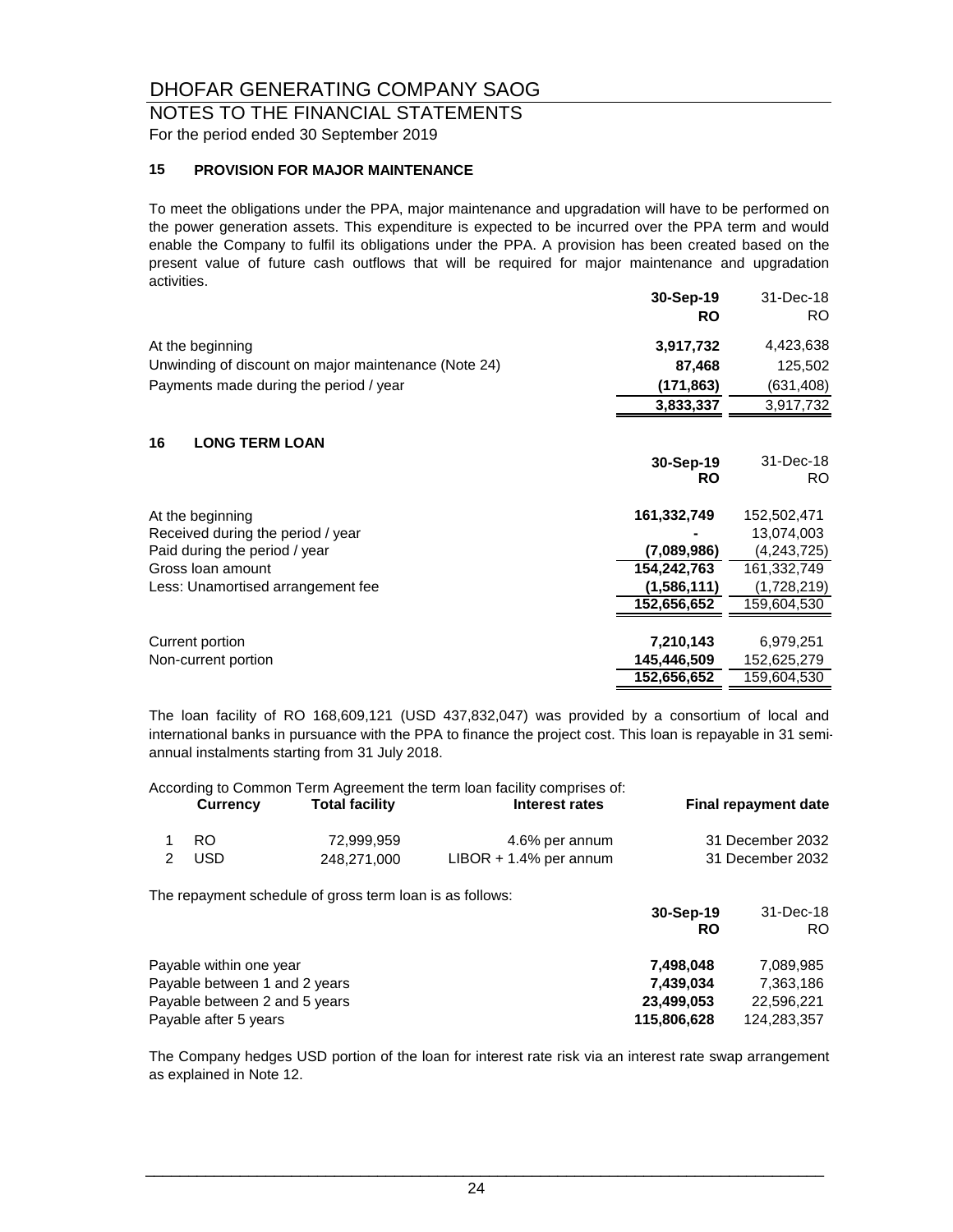# DHOFAR GENERATING COMPANY SAOG

## NOTES TO THE FINANCIAL STATEMENTS

For the period ended 30 September 2019

### 15 PROVISION FOR MAJOR MAINTENANCE

To meet the obligations under the PPA, major maintenance and upgradation will have to be performed on the power generation assets. This expenditure is expected to be incurred over the PPA term and would enable the Company to fulfil its obligations under the PPA. A provision has been created based on the present value of future cash outflows that will be required for major maintenance and upgradation activities.

| | **30-Sep-19** | 31-Dec-18 |
|---|---|---|
| | **RO** | RO |
| At the beginning | **3,917,732** | 4,423,638 |
| Unwinding of discount on major maintenance (Note 24) | **87,468** | 125,502 |
| Payments made during the period / year | **(171,863)** | (631,408) |
| | **3,833,337** | 3,917,732 |

### 16 LONG TERM LOAN

| | **30-Sep-19** | 31-Dec-18 |
|---|---|---|
| | **RO** | RO |
| At the beginning | **161,332,749** | 152,502,471 |
| Received during the period / year | **-** | 13,074,003 |
| Paid during the period / year | **(7,089,986)** | (4,243,725) |
| Gross loan amount | **154,242,763** | 161,332,749 |
| Less: Unamortised arrangement fee | **(1,586,111)** | (1,728,219) |
| | **152,656,652** | 159,604,530 |
| Current portion | **7,210,143** | 6,979,251 |
| Non-current portion | **145,446,509** | 152,625,279 |
| | **152,656,652** | 159,604,530 |

The loan facility of RO 168,609,121 (USD 437,832,047) was provided by a consortium of local and international banks in pursuance with the PPA to finance the project cost. This loan is repayable in 31 semi-annual instalments starting from 31 July 2018.

According to Common Term Agreement the term loan facility comprises of:

| | **Currency** | **Total facility** | **Interest rates** | **Final repayment date** |
|---|---|---|---|---|
| 1 | RO | 72,999,959 | 4.6% per annum | 31 December 2032 |
| 2 | USD | 248,271,000 | LIBOR + 1.4% per annum | 31 December 2032 |

The repayment schedule of gross term loan is as follows:

| | **30-Sep-19** | 31-Dec-18 |
|---|---|---|
| | **RO** | RO |
| Payable within one year | **7,498,048** | 7,089,985 |
| Payable between 1 and 2 years | **7,439,034** | 7,363,186 |
| Payable between 2 and 5 years | **23,499,053** | 22,596,221 |
| Payable after 5 years | **115,806,628** | 124,283,357 |

The Company hedges USD portion of the loan for interest rate risk via an interest rate swap arrangement as explained in Note 12.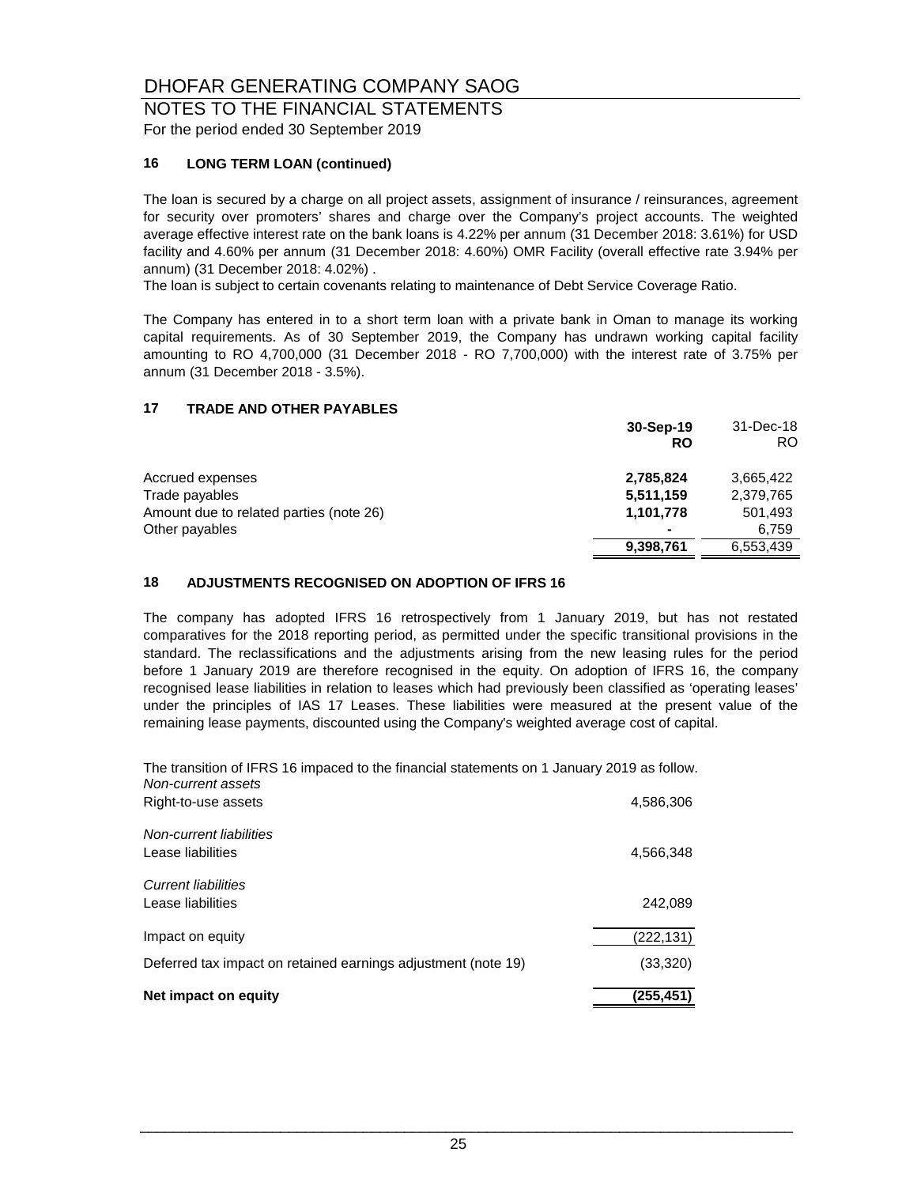# DHOFAR GENERATING COMPANY SAOG

## NOTES TO THE FINANCIAL STATEMENTS

For the period ended 30 September 2019

### 16 LONG TERM LOAN (continued)

The loan is secured by a charge on all project assets, assignment of insurance / reinsurances, agreement for security over promoters' shares and charge over the Company's project accounts. The weighted average effective interest rate on the bank loans is 4.22% per annum (31 December 2018: 3.61%) for USD facility and 4.60% per annum (31 December 2018: 4.60%) OMR Facility (overall effective rate 3.94% per annum) (31 December 2018: 4.02%) .

The loan is subject to certain covenants relating to maintenance of Debt Service Coverage Ratio.

The Company has entered in to a short term loan with a private bank in Oman to manage its working capital requirements. As of 30 September 2019, the Company has undrawn working capital facility amounting to RO 4,700,000 (31 December 2018 - RO 7,700,000) with the interest rate of 3.75% per annum (31 December 2018 - 3.5%).

### 17 TRADE AND OTHER PAYABLES

| | **30-Sep-19** | 31-Dec-18 |
|---|---|---|
| | **RO** | RO |
| Accrued expenses | **2,785,824** | 3,665,422 |
| Trade payables | **5,511,159** | 2,379,765 |
| Amount due to related parties (note 26) | **1,101,778** | 501,493 |
| Other payables | **-** | 6,759 |
| | **9,398,761** | 6,553,439 |

### 18 ADJUSTMENTS RECOGNISED ON ADOPTION OF IFRS 16

The company has adopted IFRS 16 retrospectively from 1 January 2019, but has not restated comparatives for the 2018 reporting period, as permitted under the specific transitional provisions in the standard. The reclassifications and the adjustments arising from the new leasing rules for the period before 1 January 2019 are therefore recognised in the equity. On adoption of IFRS 16, the company recognised lease liabilities in relation to leases which had previously been classified as 'operating leases' under the principles of IAS 17 Leases. These liabilities were measured at the present value of the remaining lease payments, discounted using the Company's weighted average cost of capital.

The transition of IFRS 16 impacted to the financial statements on 1 January 2019 as follow.

| | |
|---|---|
| *Non-current assets* | |
| Right-to-use assets | 4,586,306 |
| *Non-current liabilities* | |
| Lease liabilities | 4,566,348 |
| *Current liabilities* | |
| Lease liabilities | 242,089 |
| Impact on equity | (222,131) |
| Deferred tax impact on retained earnings adjustment (note 19) | (33,320) |
| **Net impact on equity** | **(255,451)** |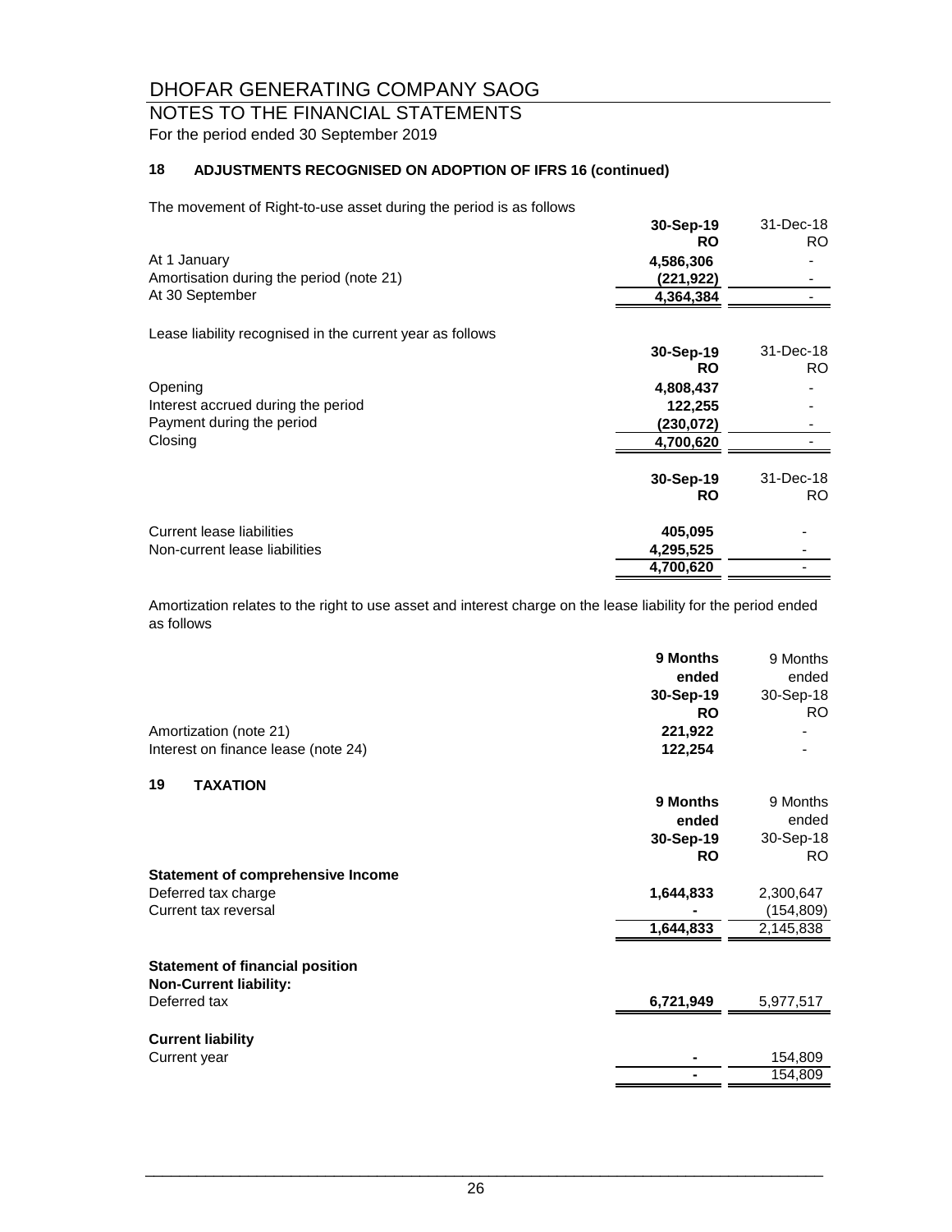# DHOFAR GENERATING COMPANY SAOG

## NOTES TO THE FINANCIAL STATEMENTS

For the period ended 30 September 2019

### 18 ADJUSTMENTS RECOGNISED ON ADOPTION OF IFRS 16 (continued)

The movement of Right-to-use asset during the period is as follows

| | 30-Sep-19 RO | 31-Dec-18 RO |
|---|---|---|
| At 1 January | 4,586,306 | - |
| Amortisation during the period (note 21) | (221,922) | - |
| At 30 September | 4,364,384 | - |

Lease liability recognised in the current year as follows

| | 30-Sep-19 RO | 31-Dec-18 RO |
|---|---|---|
| Opening | 4,808,437 | - |
| Interest accrued during the period | 122,255 | - |
| Payment during the period | (230,072) | - |
| Closing | 4,700,620 | - |

| | 30-Sep-19 RO | 31-Dec-18 RO |
|---|---|---|
| Current lease liabilities | 405,095 | - |
| Non-current lease liabilities | 4,295,525 | - |
| | 4,700,620 | - |

Amortization relates to the right to use asset and interest charge on the lease liability for the period ended as follows

| | 9 Months ended 30-Sep-19 RO | 9 Months ended 30-Sep-18 RO |
|---|---|---|
| Amortization (note 21) | 221,922 | - |
| Interest on finance lease (note 24) | 122,254 | - |

### 19 TAXATION

| | 9 Months ended 30-Sep-19 RO | 9 Months ended 30-Sep-18 RO |
|---|---|---|
| **Statement of comprehensive Income** | | |
| Deferred tax charge | 1,644,833 | 2,300,647 |
| Current tax reversal | - | (154,809) |
| | 1,644,833 | 2,145,838 |
| **Statement of financial position** | | |
| **Non-Current liability:** | | |
| Deferred tax | 6,721,949 | 5,977,517 |
| **Current liability** | | |
| Current year | - | 154,809 |
| | - | 154,809 |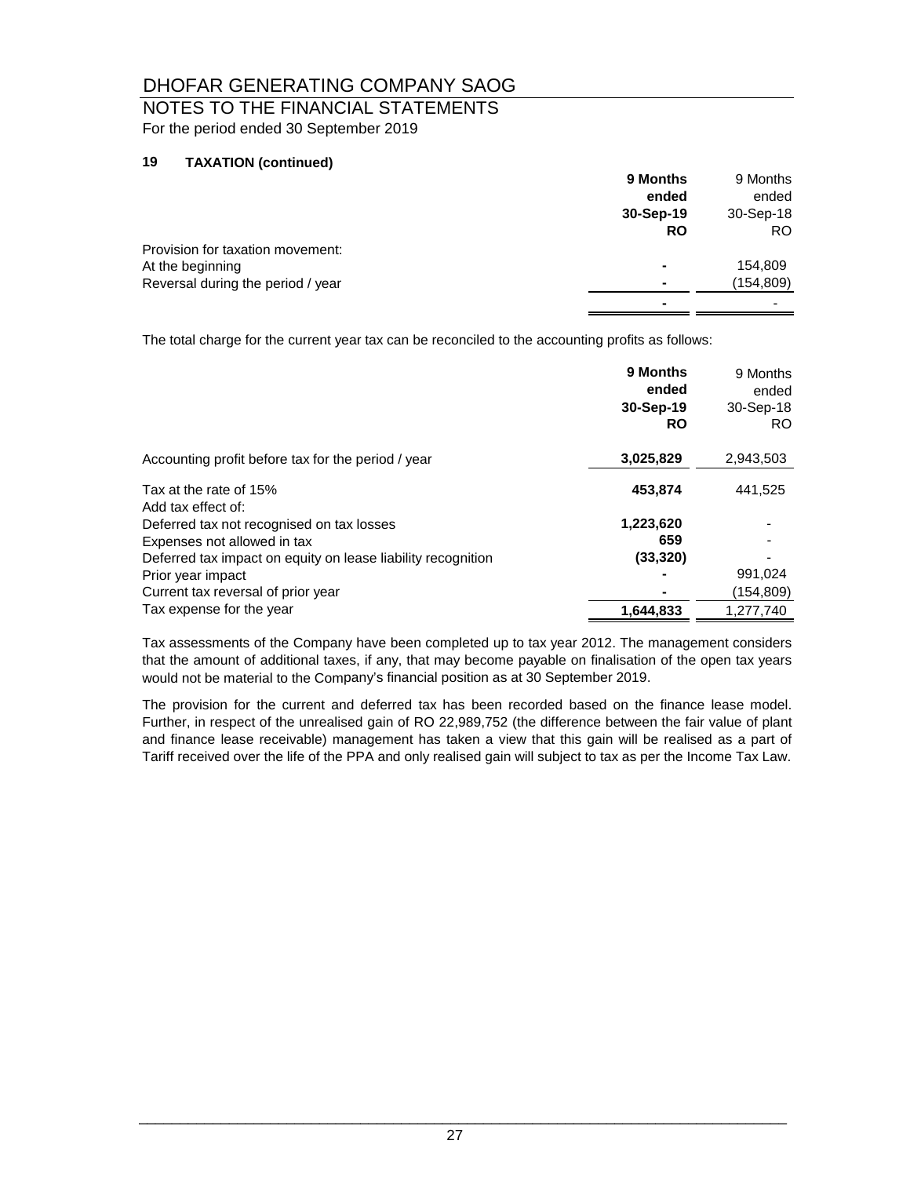# DHOFAR GENERATING COMPANY SAOG

## NOTES TO THE FINANCIAL STATEMENTS

For the period ended 30 September 2019

### 19 TAXATION (continued)

| | **9 Months ended 30-Sep-19 RO** | 9 Months ended 30-Sep-18 RO |
|---|---|---|
| Provision for taxation movement: | | |
| At the beginning | **-** | 154,809 |
| Reversal during the period / year | **-** | (154,809) |
| | **-** | - |

The total charge for the current year tax can be reconciled to the accounting profits as follows:

| | **9 Months ended 30-Sep-19 RO** | 9 Months ended 30-Sep-18 RO |
|---|---|---|
| Accounting profit before tax for the period / year | **3,025,829** | 2,943,503 |
| Tax at the rate of 15% | **453,874** | 441,525 |
| Add tax effect of: | | |
| Deferred tax not recognised on tax losses | **1,223,620** | - |
| Expenses not allowed in tax | **659** | - |
| Deferred tax impact on equity on lease liability recognition | **(33,320)** | - |
| Prior year impact | **-** | 991,024 |
| Current tax reversal of prior year | **-** | (154,809) |
| Tax expense for the year | **1,644,833** | 1,277,740 |

Tax assessments of the Company have been completed up to tax year 2012. The management considers that the amount of additional taxes, if any, that may become payable on finalisation of the open tax years would not be material to the Company's financial position as at 30 September 2019.

The provision for the current and deferred tax has been recorded based on the finance lease model. Further, in respect of the unrealised gain of RO 22,989,752 (the difference between the fair value of plant and finance lease receivable) management has taken a view that this gain will be realised as a part of Tariff received over the life of the PPA and only realised gain will subject to tax as per the Income Tax Law.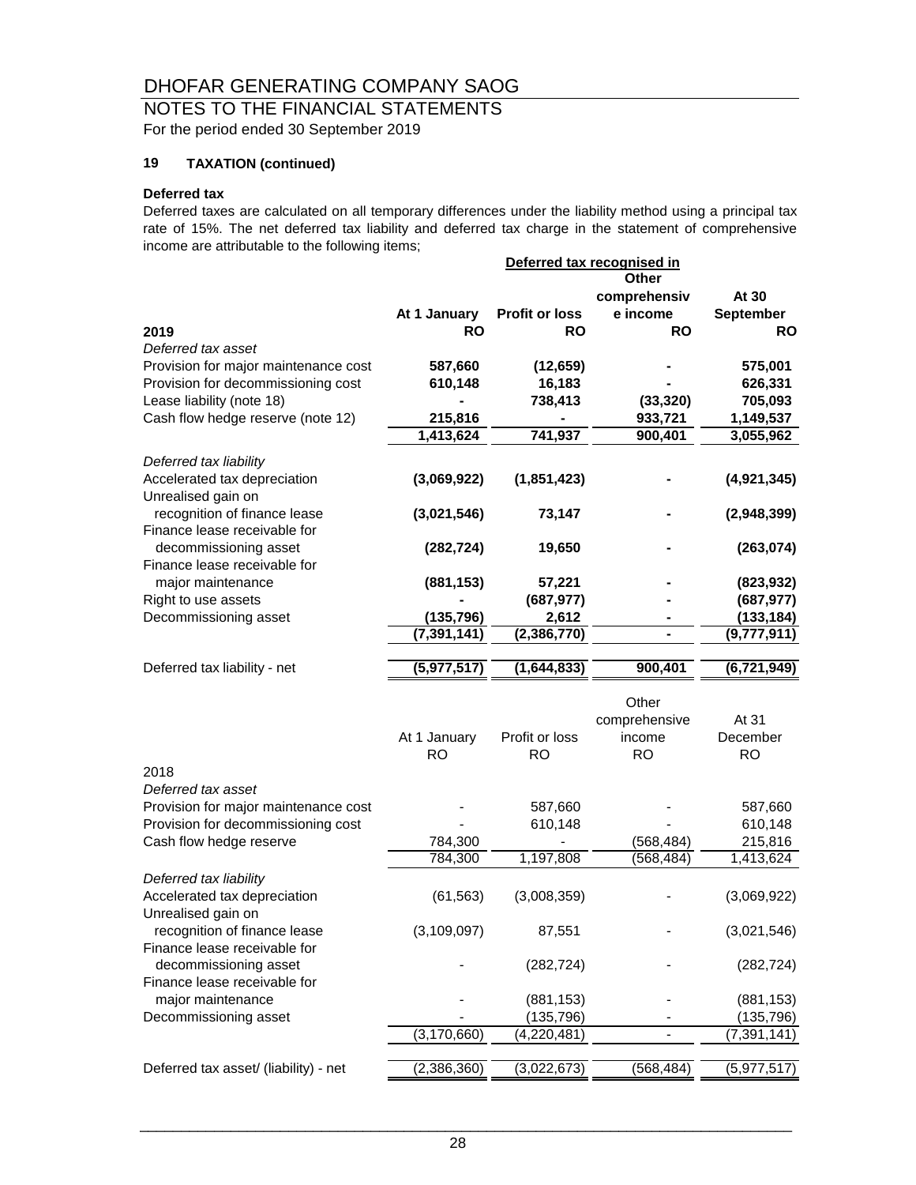# DHOFAR GENERATING COMPANY SAOG

## NOTES TO THE FINANCIAL STATEMENTS

For the period ended 30 September 2019

### 19 TAXATION (continued)

**Deferred tax**

Deferred taxes are calculated on all temporary differences under the liability method using a principal tax rate of 15%. The net deferred tax liability and deferred tax charge in the statement of comprehensive income are attributable to the following items;

| | | Deferred tax recognised in | | |
|---|---|---|---|---|
| **2019** | **At 1 January RO** | **Profit or loss RO** | **Other comprehensive income RO** | **At 30 September RO** |
| *Deferred tax asset* | | | | |
| Provision for major maintenance cost | **587,660** | **(12,659)** | **-** | **575,001** |
| Provision for decommissioning cost | **610,148** | **16,183** | **-** | **626,331** |
| Lease liability (note 18) | **-** | **738,413** | **(33,320)** | **705,093** |
| Cash flow hedge reserve (note 12) | **215,816** | **-** | **933,721** | **1,149,537** |
| | **1,413,624** | **741,937** | **900,401** | **3,055,962** |
| *Deferred tax liability* | | | | |
| Accelerated tax depreciation | **(3,069,922)** | **(1,851,423)** | **-** | **(4,921,345)** |
| Unrealised gain on recognition of finance lease | **(3,021,546)** | **73,147** | **-** | **(2,948,399)** |
| Finance lease receivable for decommissioning asset | **(282,724)** | **19,650** | **-** | **(263,074)** |
| Finance lease receivable for major maintenance | **(881,153)** | **57,221** | **-** | **(823,932)** |
| Right to use assets | **-** | **(687,977)** | **-** | **(687,977)** |
| Decommissioning asset | **(135,796)** | **2,612** | **-** | **(133,184)** |
| | **(7,391,141)** | **(2,386,770)** | **-** | **(9,777,911)** |
| Deferred tax liability - net | **(5,977,517)** | **(1,644,833)** | **900,401** | **(6,721,949)** |

| 2018 | At 1 January RO | Profit or loss RO | Other comprehensive income RO | At 31 December RO |
|---|---|---|---|---|
| *Deferred tax asset* | | | | |
| Provision for major maintenance cost | - | 587,660 | - | 587,660 |
| Provision for decommissioning cost | - | 610,148 | - | 610,148 |
| Cash flow hedge reserve | 784,300 | - | (568,484) | 215,816 |
| | 784,300 | 1,197,808 | (568,484) | 1,413,624 |
| *Deferred tax liability* | | | | |
| Accelerated tax depreciation | (61,563) | (3,008,359) | - | (3,069,922) |
| Unrealised gain on recognition of finance lease | (3,109,097) | 87,551 | - | (3,021,546) |
| Finance lease receivable for decommissioning asset | - | (282,724) | - | (282,724) |
| Finance lease receivable for major maintenance | - | (881,153) | - | (881,153) |
| Decommissioning asset | - | (135,796) | - | (135,796) |
| | (3,170,660) | (4,220,481) | - | (7,391,141) |
| Deferred tax asset/ (liability) - net | (2,386,360) | (3,022,673) | (568,484) | (5,977,517) |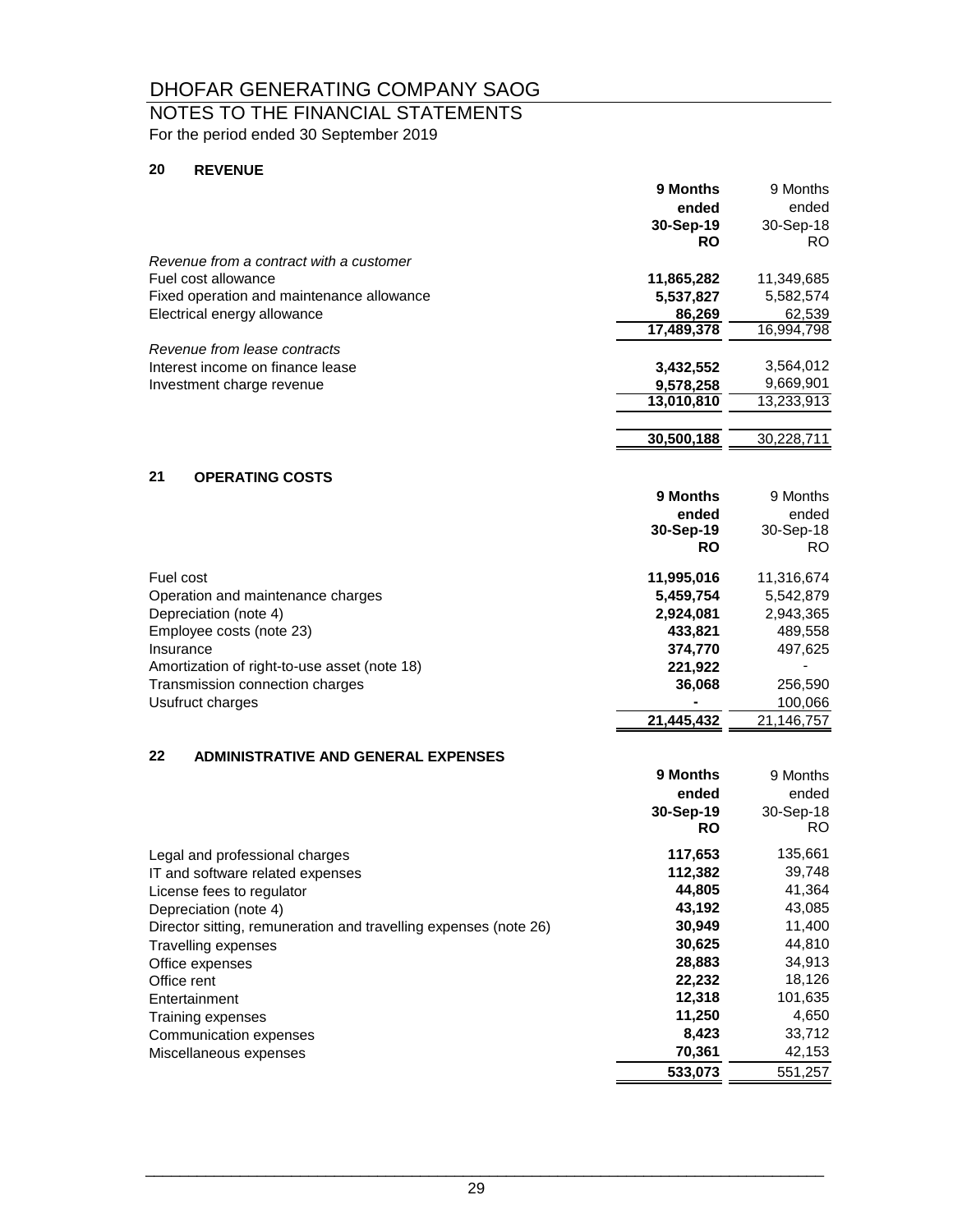# DHOFAR GENERATING COMPANY SAOG

## NOTES TO THE FINANCIAL STATEMENTS

For the period ended 30 September 2019

### 20 REVENUE

| | **9 Months ended 30-Sep-19 RO** | 9 Months ended 30-Sep-18 RO |
|---|---|---|
| *Revenue from a contract with a customer* | | |
| Fuel cost allowance | **11,865,282** | 11,349,685 |
| Fixed operation and maintenance allowance | **5,537,827** | 5,582,574 |
| Electrical energy allowance | **86,269** | 62,539 |
| | **17,489,378** | 16,994,798 |
| *Revenue from lease contracts* | | |
| Interest income on finance lease | **3,432,552** | 3,564,012 |
| Investment charge revenue | **9,578,258** | 9,669,901 |
| | **13,010,810** | 13,233,913 |
| | **30,500,188** | 30,228,711 |

### 21 OPERATING COSTS

| | **9 Months ended 30-Sep-19 RO** | 9 Months ended 30-Sep-18 RO |
|---|---|---|
| Fuel cost | **11,995,016** | 11,316,674 |
| Operation and maintenance charges | **5,459,754** | 5,542,879 |
| Depreciation (note 4) | **2,924,081** | 2,943,365 |
| Employee costs (note 23) | **433,821** | 489,558 |
| Insurance | **374,770** | 497,625 |
| Amortization of right-to-use asset (note 18) | **221,922** | - |
| Transmission connection charges | **36,068** | 256,590 |
| Usufruct charges | **-** | 100,066 |
| | **21,445,432** | 21,146,757 |

### 22 ADMINISTRATIVE AND GENERAL EXPENSES

| | **9 Months ended 30-Sep-19 RO** | 9 Months ended 30-Sep-18 RO |
|---|---|---|
| Legal and professional charges | **117,653** | 135,661 |
| IT and software related expenses | **112,382** | 39,748 |
| License fees to regulator | **44,805** | 41,364 |
| Depreciation (note 4) | **43,192** | 43,085 |
| Director sitting, remuneration and travelling expenses (note 26) | **30,949** | 11,400 |
| Travelling expenses | **30,625** | 44,810 |
| Office expenses | **28,883** | 34,913 |
| Office rent | **22,232** | 18,126 |
| Entertainment | **12,318** | 101,635 |
| Training expenses | **11,250** | 4,650 |
| Communication expenses | **8,423** | 33,712 |
| Miscellaneous expenses | **70,361** | 42,153 |
| | **533,073** | 551,257 |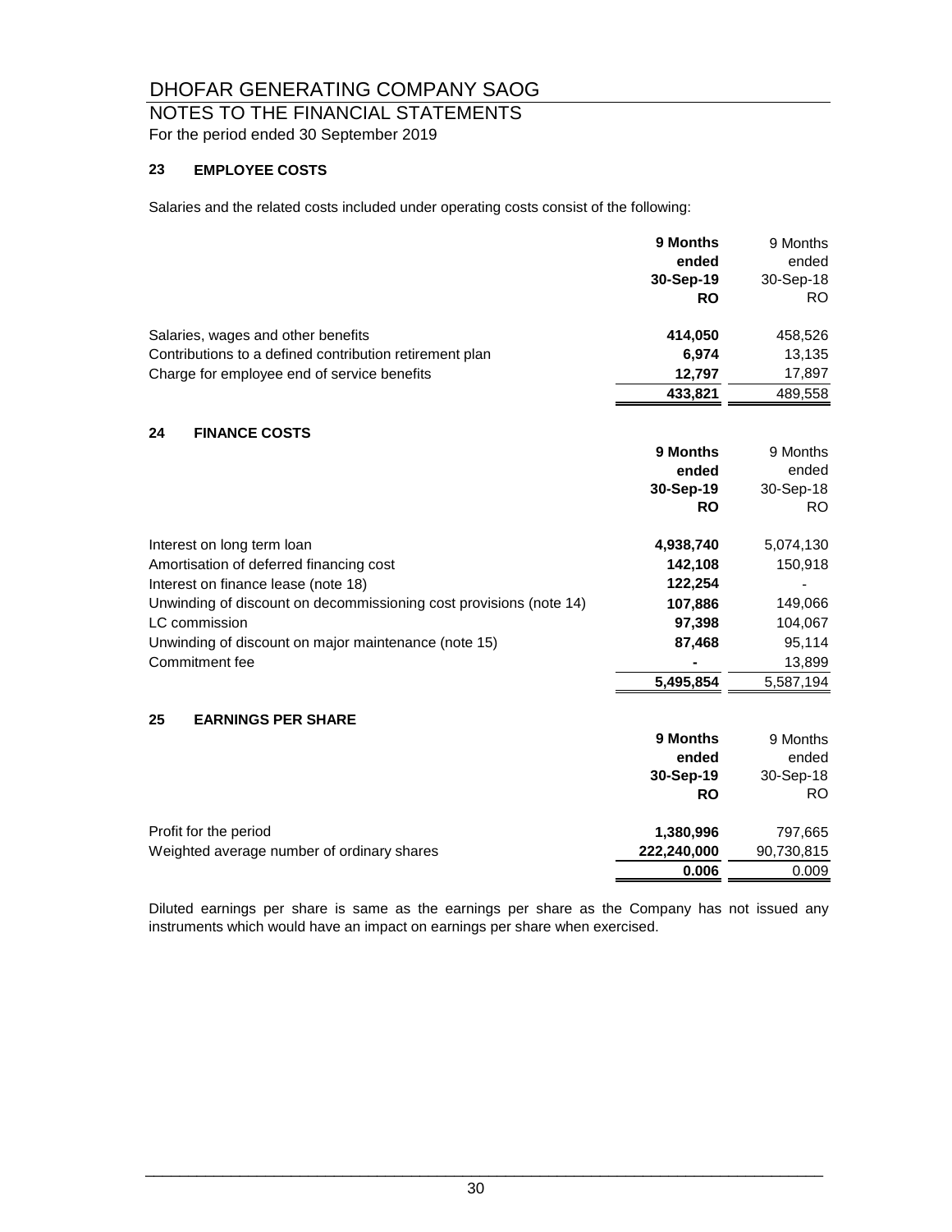# DHOFAR GENERATING COMPANY SAOG

## NOTES TO THE FINANCIAL STATEMENTS

For the period ended 30 September 2019

### 23 EMPLOYEE COSTS

Salaries and the related costs included under operating costs consist of the following:

| | **9 Months ended 30-Sep-19 RO** | 9 Months ended 30-Sep-18 RO |
|---|---|---|
| Salaries, wages and other benefits | **414,050** | 458,526 |
| Contributions to a defined contribution retirement plan | **6,974** | 13,135 |
| Charge for employee end of service benefits | **12,797** | 17,897 |
| | **433,821** | 489,558 |

### 24 FINANCE COSTS

| | **9 Months ended 30-Sep-19 RO** | 9 Months ended 30-Sep-18 RO |
|---|---|---|
| Interest on long term loan | **4,938,740** | 5,074,130 |
| Amortisation of deferred financing cost | **142,108** | 150,918 |
| Interest on finance lease (note 18) | **122,254** | - |
| Unwinding of discount on decommissioning cost provisions (note 14) | **107,886** | 149,066 |
| LC commission | **97,398** | 104,067 |
| Unwinding of discount on major maintenance (note 15) | **87,468** | 95,114 |
| Commitment fee | **-** | 13,899 |
| | **5,495,854** | 5,587,194 |

### 25 EARNINGS PER SHARE

| | **9 Months ended 30-Sep-19 RO** | 9 Months ended 30-Sep-18 RO |
|---|---|---|
| Profit for the period | **1,380,996** | 797,665 |
| Weighted average number of ordinary shares | **222,240,000** | 90,730,815 |
| | **0.006** | 0.009 |

Diluted earnings per share is same as the earnings per share as the Company has not issued any instruments which would have an impact on earnings per share when exercised.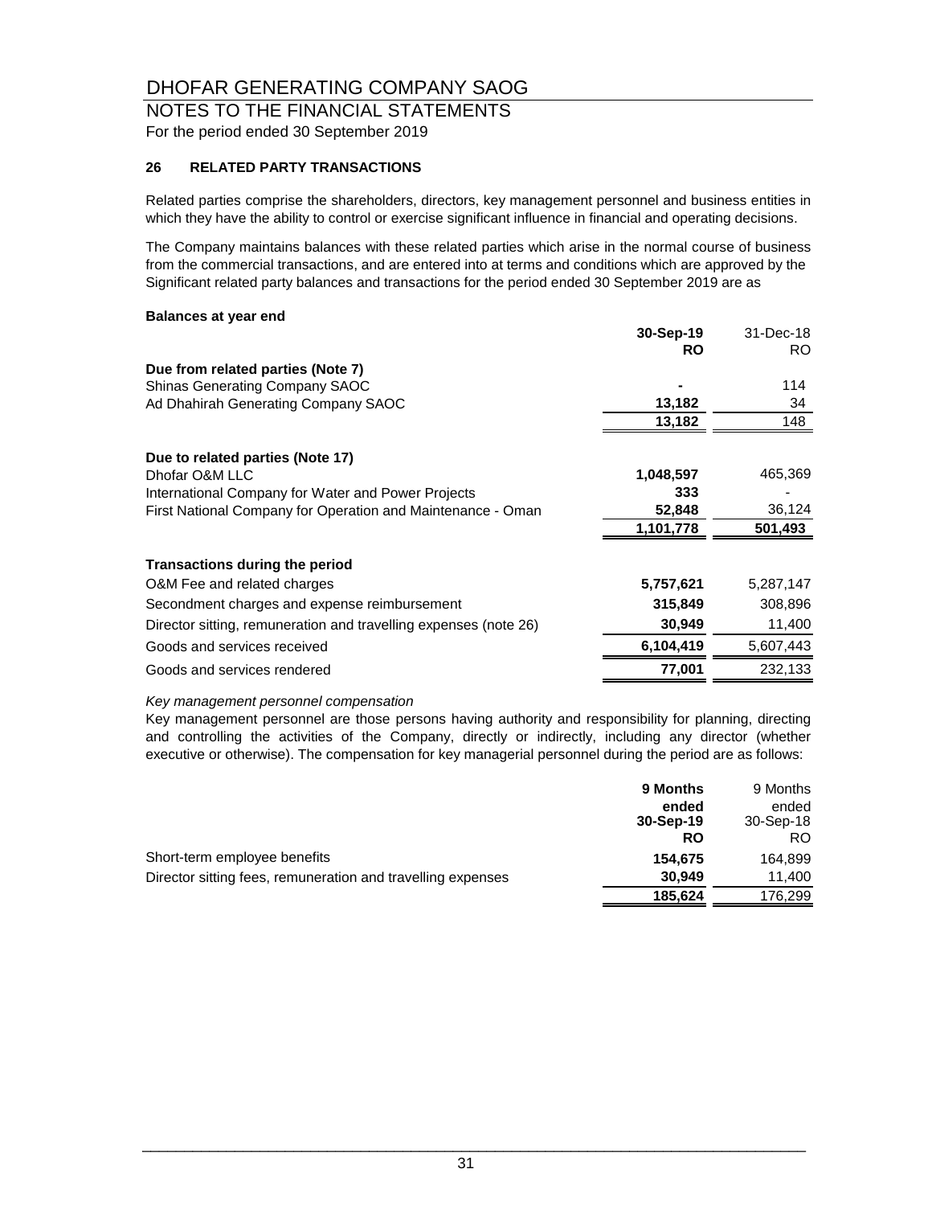# DHOFAR GENERATING COMPANY SAOG

## NOTES TO THE FINANCIAL STATEMENTS

For the period ended 30 September 2019

### 26 RELATED PARTY TRANSACTIONS

Related parties comprise the shareholders, directors, key management personnel and business entities in which they have the ability to control or exercise significant influence in financial and operating decisions.

The Company maintains balances with these related parties which arise in the normal course of business from the commercial transactions, and are entered into at terms and conditions which are approved by the Significant related party balances and transactions for the period ended 30 September 2019 are as

**Balances at year end**

| | 30-Sep-19 | 31-Dec-18 |
|---|---|---|
| | RO | RO |
| **Due from related parties (Note 7)** | | |
| Shinas Generating Company SAOC | - | 114 |
| Ad Dhahirah Generating Company SAOC | 13,182 | 34 |
| | 13,182 | 148 |
| **Due to related parties (Note 17)** | | |
| Dhofar O&M LLC | 1,048,597 | 465,369 |
| International Company for Water and Power Projects | 333 | - |
| First National Company for Operation and Maintenance - Oman | 52,848 | 36,124 |
| | 1,101,778 | 501,493 |
| **Transactions during the period** | | |
| O&M Fee and related charges | 5,757,621 | 5,287,147 |
| Secondment charges and expense reimbursement | 315,849 | 308,896 |
| Director sitting, remuneration and travelling expenses (note 26) | 30,949 | 11,400 |
| Goods and services received | 6,104,419 | 5,607,443 |
| Goods and services rendered | 77,001 | 232,133 |

*Key management personnel compensation*

Key management personnel are those persons having authority and responsibility for planning, directing and controlling the activities of the Company, directly or indirectly, including any director (whether executive or otherwise). The compensation for key managerial personnel during the period are as follows:

| | 9 Months ended 30-Sep-19 | 9 Months ended 30-Sep-18 |
|---|---|---|
| | RO | RO |
| Short-term employee benefits | 154,675 | 164,899 |
| Director sitting fees, remuneration and travelling expenses | 30,949 | 11,400 |
| | 185,624 | 176,299 |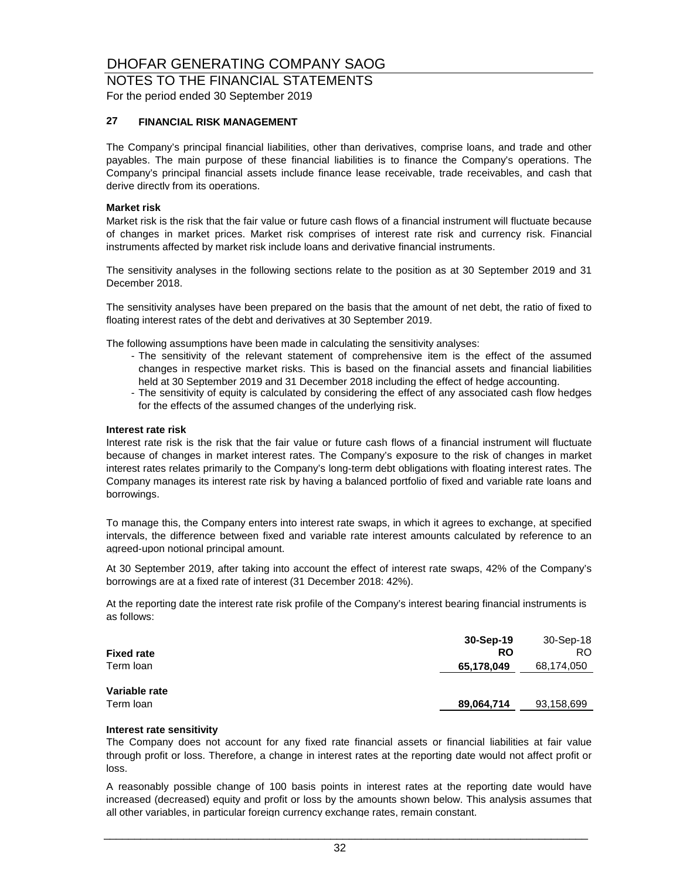# DHOFAR GENERATING COMPANY SAOG

## NOTES TO THE FINANCIAL STATEMENTS

For the period ended 30 September 2019

### 27 FINANCIAL RISK MANAGEMENT

The Company's principal financial liabilities, other than derivatives, comprise loans, and trade and other payables. The main purpose of these financial liabilities is to finance the Company's operations. The Company's principal financial assets include finance lease receivable, trade receivables, and cash that derive directly from its operations.

**Market risk**

Market risk is the risk that the fair value or future cash flows of a financial instrument will fluctuate because of changes in market prices. Market risk comprises of interest rate risk and currency risk. Financial instruments affected by market risk include loans and derivative financial instruments.

The sensitivity analyses in the following sections relate to the position as at 30 September 2019 and 31 December 2018.

The sensitivity analyses have been prepared on the basis that the amount of net debt, the ratio of fixed to floating interest rates of the debt and derivatives at 30 September 2019.

The following assumptions have been made in calculating the sensitivity analyses:

- The sensitivity of the relevant statement of comprehensive item is the effect of the assumed changes in respective market risks. This is based on the financial assets and financial liabilities held at 30 September 2019 and 31 December 2018 including the effect of hedge accounting.
- The sensitivity of equity is calculated by considering the effect of any associated cash flow hedges for the effects of the assumed changes of the underlying risk.

**Interest rate risk**

Interest rate risk is the risk that the fair value or future cash flows of a financial instrument will fluctuate because of changes in market interest rates. The Company's exposure to the risk of changes in market interest rates relates primarily to the Company's long-term debt obligations with floating interest rates. The Company manages its interest rate risk by having a balanced portfolio of fixed and variable rate loans and borrowings.

To manage this, the Company enters into interest rate swaps, in which it agrees to exchange, at specified intervals, the difference between fixed and variable rate interest amounts calculated by reference to an agreed-upon notional principal amount.

At 30 September 2019, after taking into account the effect of interest rate swaps, 42% of the Company's borrowings are at a fixed rate of interest (31 December 2018: 42%).

At the reporting date the interest rate risk profile of the Company's interest bearing financial instruments is as follows:

| | **30-Sep-19** | 30-Sep-18 |
|---|---|---|
| **Fixed rate** | **RO** | RO |
| Term loan | **65,178,049** | 68,174,050 |
| **Variable rate** | | |
| Term loan | **89,064,714** | 93,158,699 |

**Interest rate sensitivity**

The Company does not account for any fixed rate financial assets or financial liabilities at fair value through profit or loss. Therefore, a change in interest rates at the reporting date would not affect profit or loss.

A reasonably possible change of 100 basis points in interest rates at the reporting date would have increased (decreased) equity and profit or loss by the amounts shown below. This analysis assumes that all other variables, in particular foreign currency exchange rates, remain constant.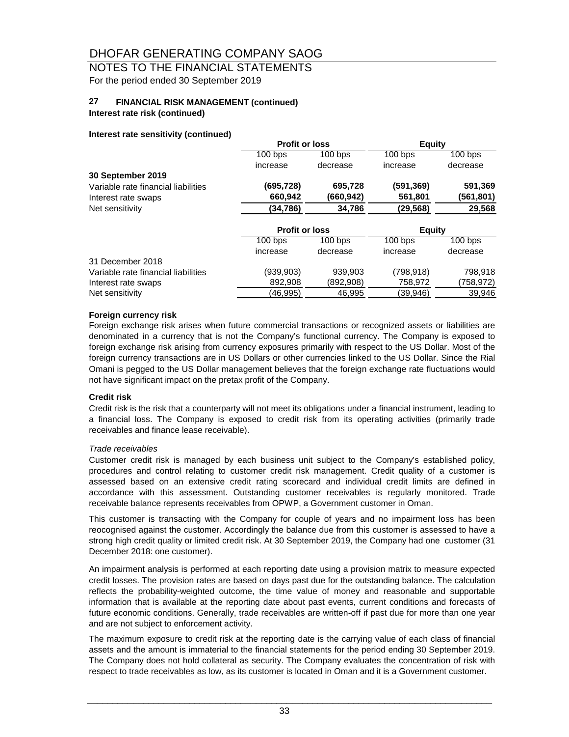# DHOFAR GENERATING COMPANY SAOG

## NOTES TO THE FINANCIAL STATEMENTS

For the period ended 30 September 2019

### 27 FINANCIAL RISK MANAGEMENT (continued)

**Interest rate risk (continued)**

**Interest rate sensitivity (continued)**

| | Profit or loss | | Equity | |
|---|---|---|---|---|
| | 100 bps increase | 100 bps decrease | 100 bps increase | 100 bps decrease |
| **30 September 2019** | | | | |
| Variable rate financial liabilities | **(695,728)** | **695,728** | **(591,369)** | **591,369** |
| Interest rate swaps | **660,942** | **(660,942)** | **561,801** | **(561,801)** |
| Net sensitivity | **(34,786)** | **34,786** | **(29,568)** | **29,568** |

| | Profit or loss | | Equity | |
|---|---|---|---|---|
| | 100 bps increase | 100 bps decrease | 100 bps increase | 100 bps decrease |
| 31 December 2018 | | | | |
| Variable rate financial liabilities | (939,903) | 939,903 | (798,918) | 798,918 |
| Interest rate swaps | 892,908 | (892,908) | 758,972 | (758,972) |
| Net sensitivity | (46,995) | 46,995 | (39,946) | 39,946 |

**Foreign currency risk**

Foreign exchange risk arises when future commercial transactions or recognized assets or liabilities are denominated in a currency that is not the Company's functional currency. The Company is exposed to foreign exchange risk arising from currency exposures primarily with respect to the US Dollar. Most of the foreign currency transactions are in US Dollars or other currencies linked to the US Dollar. Since the Rial Omani is pegged to the US Dollar management believes that the foreign exchange rate fluctuations would not have significant impact on the pretax profit of the Company.

**Credit risk**

Credit risk is the risk that a counterparty will not meet its obligations under a financial instrument, leading to a financial loss. The Company is exposed to credit risk from its operating activities (primarily trade receivables and finance lease receivable).

*Trade receivables*

Customer credit risk is managed by each business unit subject to the Company's established policy, procedures and control relating to customer credit risk management. Credit quality of a customer is assessed based on an extensive credit rating scorecard and individual credit limits are defined in accordance with this assessment. Outstanding customer receivables is regularly monitored. Trade receivable balance represents receivables from OPWP, a Government customer in Oman.

This customer is transacting with the Company for couple of years and no impairment loss has been reocognised against the customer. Accordingly the balance due from this customer is assessed to have a strong high credit quality or limited credit risk. At 30 September 2019, the Company had one customer (31 December 2018: one customer).

An impairment analysis is performed at each reporting date using a provision matrix to measure expected credit losses. The provision rates are based on days past due for the outstanding balance. The calculation reflects the probability-weighted outcome, the time value of money and reasonable and supportable information that is available at the reporting date about past events, current conditions and forecasts of future economic conditions. Generally, trade receivables are written-off if past due for more than one year and are not subject to enforcement activity.

The maximum exposure to credit risk at the reporting date is the carrying value of each class of financial assets and the amount is immaterial to the financial statements for the period ending 30 September 2019. The Company does not hold collateral as security. The Company evaluates the concentration of risk with respect to trade receivables as low, as its customer is located in Oman and it is a Government customer.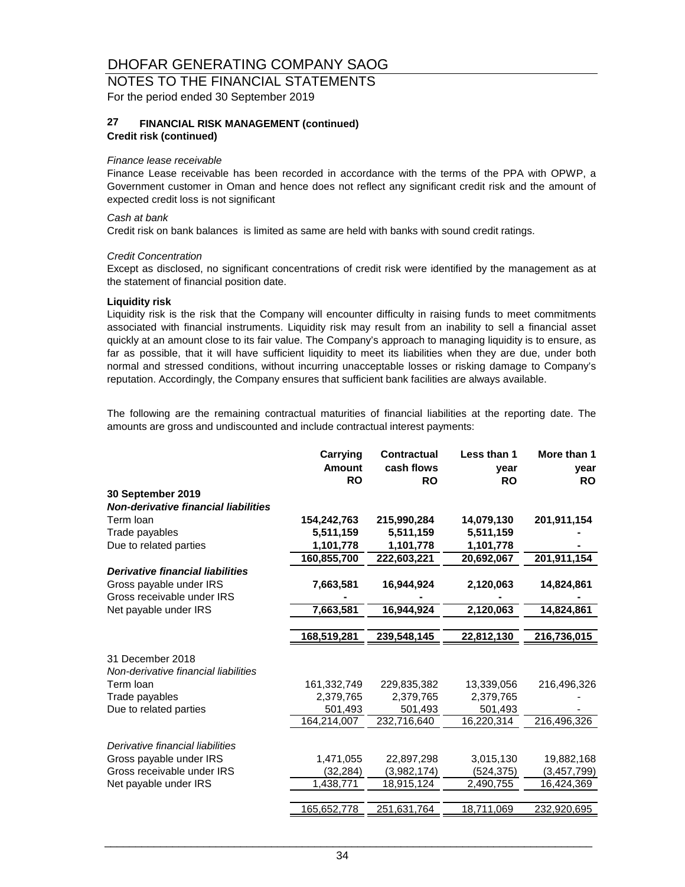# DHOFAR GENERATING COMPANY SAOG

## NOTES TO THE FINANCIAL STATEMENTS

For the period ended 30 September 2019

### 27 FINANCIAL RISK MANAGEMENT (continued)

**Credit risk (continued)**

*Finance lease receivable*

Finance Lease receivable has been recorded in accordance with the terms of the PPA with OPWP, a Government customer in Oman and hence does not reflect any significant credit risk and the amount of expected credit loss is not significant

*Cash at bank*

Credit risk on bank balances is limited as same are held with banks with sound credit ratings.

*Credit Concentration*

Except as disclosed, no significant concentrations of credit risk were identified by the management as at the statement of financial position date.

**Liquidity risk**

Liquidity risk is the risk that the Company will encounter difficulty in raising funds to meet commitments associated with financial instruments. Liquidity risk may result from an inability to sell a financial asset quickly at an amount close to its fair value. The Company's approach to managing liquidity is to ensure, as far as possible, that it will have sufficient liquidity to meet its liabilities when they are due, under both normal and stressed conditions, without incurring unacceptable losses or risking damage to Company's reputation. Accordingly, the Company ensures that sufficient bank facilities are always available.

The following are the remaining contractual maturities of financial liabilities at the reporting date. The amounts are gross and undiscounted and include contractual interest payments:

| | Carrying Amount RO | Contractual cash flows RO | Less than 1 year RO | More than 1 year RO |
|---|---|---|---|---|
| **30 September 2019** | | | | |
| ***Non-derivative financial liabilities*** | | | | |
| Term loan | **154,242,763** | **215,990,284** | **14,079,130** | **201,911,154** |
| Trade payables | **5,511,159** | **5,511,159** | **5,511,159** | **-** |
| Due to related parties | **1,101,778** | **1,101,778** | **1,101,778** | **-** |
| | **160,855,700** | **222,603,221** | **20,692,067** | **201,911,154** |
| ***Derivative financial liabilities*** | | | | |
| Gross payable under IRS | **7,663,581** | **16,944,924** | **2,120,063** | **14,824,861** |
| Gross receivable under IRS | **-** | **-** | **-** | **-** |
| Net payable under IRS | **7,663,581** | **16,944,924** | **2,120,063** | **14,824,861** |
| | **168,519,281** | **239,548,145** | **22,812,130** | **216,736,015** |
| 31 December 2018 | | | | |
| *Non-derivative financial liabilities* | | | | |
| Term loan | 161,332,749 | 229,835,382 | 13,339,056 | 216,496,326 |
| Trade payables | 2,379,765 | 2,379,765 | 2,379,765 | - |
| Due to related parties | 501,493 | 501,493 | 501,493 | - |
| | 164,214,007 | 232,716,640 | 16,220,314 | 216,496,326 |
| *Derivative financial liabilities* | | | | |
| Gross payable under IRS | 1,471,055 | 22,897,298 | 3,015,130 | 19,882,168 |
| Gross receivable under IRS | (32,284) | (3,982,174) | (524,375) | (3,457,799) |
| Net payable under IRS | 1,438,771 | 18,915,124 | 2,490,755 | 16,424,369 |
| | 165,652,778 | 251,631,764 | 18,711,069 | 232,920,695 |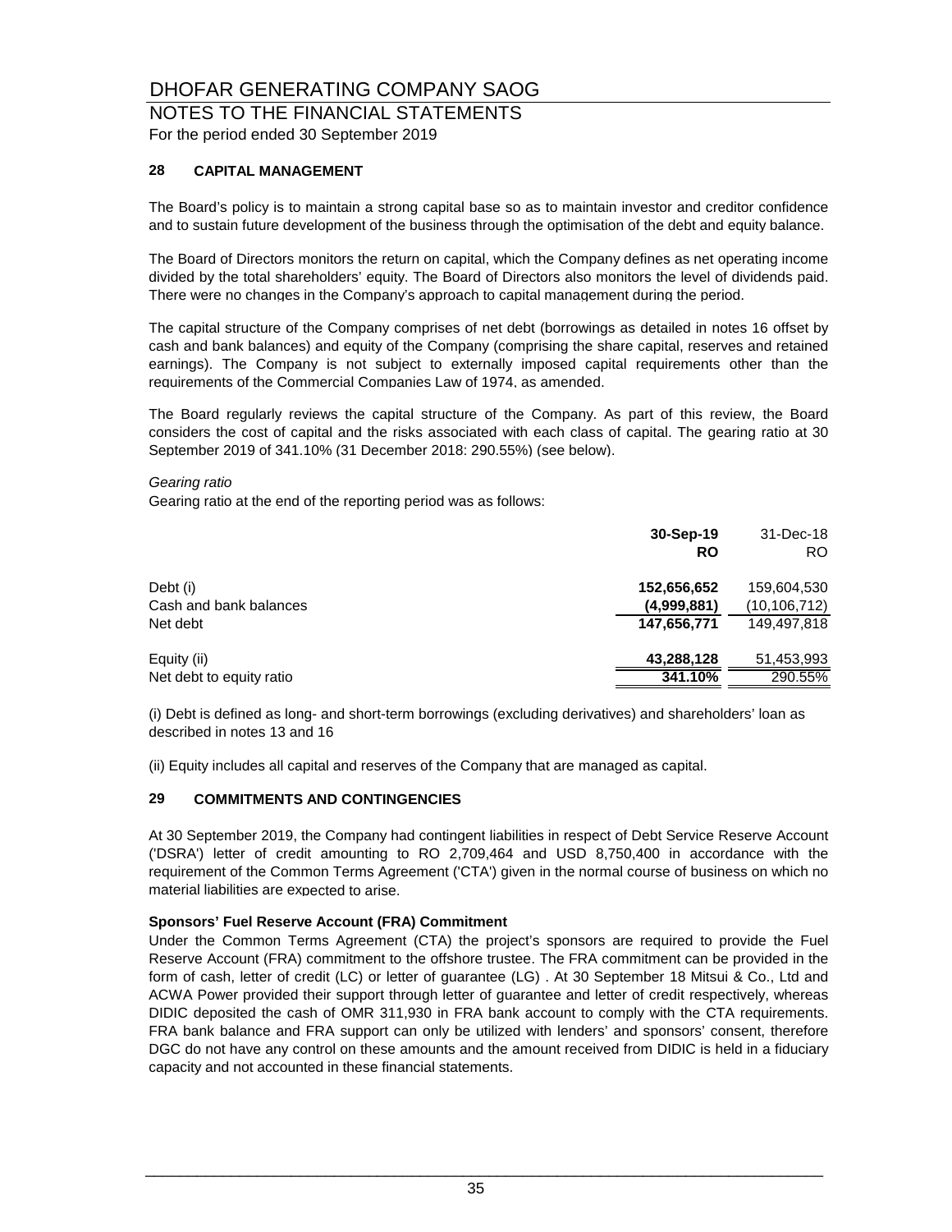# DHOFAR GENERATING COMPANY SAOG

## NOTES TO THE FINANCIAL STATEMENTS

For the period ended 30 September 2019

### 28 CAPITAL MANAGEMENT

The Board's policy is to maintain a strong capital base so as to maintain investor and creditor confidence and to sustain future development of the business through the optimisation of the debt and equity balance.

The Board of Directors monitors the return on capital, which the Company defines as net operating income divided by the total shareholders' equity. The Board of Directors also monitors the level of dividends paid. There were no changes in the Company's approach to capital management during the period.

The capital structure of the Company comprises of net debt (borrowings as detailed in notes 16 offset by cash and bank balances) and equity of the Company (comprising the share capital, reserves and retained earnings). The Company is not subject to externally imposed capital requirements other than the requirements of the Commercial Companies Law of 1974, as amended.

The Board regularly reviews the capital structure of the Company. As part of this review, the Board considers the cost of capital and the risks associated with each class of capital. The gearing ratio at 30 September 2019 of 341.10% (31 December 2018: 290.55%) (see below).

*Gearing ratio*

Gearing ratio at the end of the reporting period was as follows:

| | **30-Sep-19** | 31-Dec-18 |
|---|---|---|
| | **RO** | RO |
| Debt (i) | **152,656,652** | 159,604,530 |
| Cash and bank balances | **(4,999,881)** | (10,106,712) |
| Net debt | **147,656,771** | 149,497,818 |
| Equity (ii) | **43,288,128** | 51,453,993 |
| Net debt to equity ratio | **341.10%** | 290.55% |

(i) Debt is defined as long- and short-term borrowings (excluding derivatives) and shareholders' loan as described in notes 13 and 16

(ii) Equity includes all capital and reserves of the Company that are managed as capital.

### 29 COMMITMENTS AND CONTINGENCIES

At 30 September 2019, the Company had contingent liabilities in respect of Debt Service Reserve Account ('DSRA') letter of credit amounting to RO 2,709,464 and USD 8,750,400 in accordance with the requirement of the Common Terms Agreement ('CTA') given in the normal course of business on which no material liabilities are expected to arise.

**Sponsors' Fuel Reserve Account (FRA) Commitment**

Under the Common Terms Agreement (CTA) the project's sponsors are required to provide the Fuel Reserve Account (FRA) commitment to the offshore trustee. The FRA commitment can be provided in the form of cash, letter of credit (LC) or letter of guarantee (LG) . At 30 September 18 Mitsui & Co., Ltd and ACWA Power provided their support through letter of guarantee and letter of credit respectively, whereas DIDIC deposited the cash of OMR 311,930 in FRA bank account to comply with the CTA requirements. FRA bank balance and FRA support can only be utilized with lenders' and sponsors' consent, therefore DGC do not have any control on these amounts and the amount received from DIDIC is held in a fiduciary capacity and not accounted in these financial statements.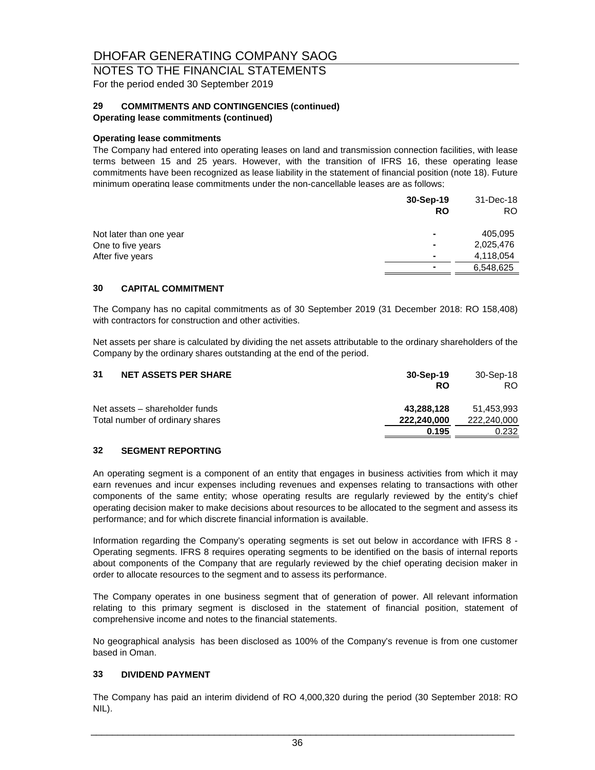# DHOFAR GENERATING COMPANY SAOG

## NOTES TO THE FINANCIAL STATEMENTS

For the period ended 30 September 2019

### 29 COMMITMENTS AND CONTINGENCIES (continued)

**Operating lease commitments (continued)**

**Operating lease commitments**

The Company had entered into operating leases on land and transmission connection facilities, with lease terms between 15 and 25 years. However, with the transition of IFRS 16, these operating lease commitments have been recognized as lease liability in the statement of financial position (note 18). Future minimum operating lease commitments under the non-cancellable leases are as follows;

| | **30-Sep-19** | 31-Dec-18 |
|---|---|---|
| | **RO** | RO |
| Not later than one year | - | 405,095 |
| One to five years | - | 2,025,476 |
| After five years | - | 4,118,054 |
| | - | 6,548,625 |

### 30 CAPITAL COMMITMENT

The Company has no capital commitments as of 30 September 2019 (31 December 2018: RO 158,408) with contractors for construction and other activities.

Net assets per share is calculated by dividing the net assets attributable to the ordinary shareholders of the Company by the ordinary shares outstanding at the end of the period.

### 31 NET ASSETS PER SHARE

| | **30-Sep-19** | 30-Sep-18 |
|---|---|---|
| | **RO** | RO |
| Net assets – shareholder funds | **43,288,128** | 51,453,993 |
| Total number of ordinary shares | **222,240,000** | 222,240,000 |
| | **0.195** | 0.232 |

### 32 SEGMENT REPORTING

An operating segment is a component of an entity that engages in business activities from which it may earn revenues and incur expenses including revenues and expenses relating to transactions with other components of the same entity; whose operating results are regularly reviewed by the entity's chief operating decision maker to make decisions about resources to be allocated to the segment and assess its performance; and for which discrete financial information is available.

Information regarding the Company's operating segments is set out below in accordance with IFRS 8 - Operating segments. IFRS 8 requires operating segments to be identified on the basis of internal reports about components of the Company that are regularly reviewed by the chief operating decision maker in order to allocate resources to the segment and to assess its performance.

The Company operates in one business segment that of generation of power. All relevant information relating to this primary segment is disclosed in the statement of financial position, statement of comprehensive income and notes to the financial statements.

No geographical analysis has been disclosed as 100% of the Company's revenue is from one customer based in Oman.

### 33 DIVIDEND PAYMENT

The Company has paid an interim dividend of RO 4,000,320 during the period (30 September 2018: RO NIL).